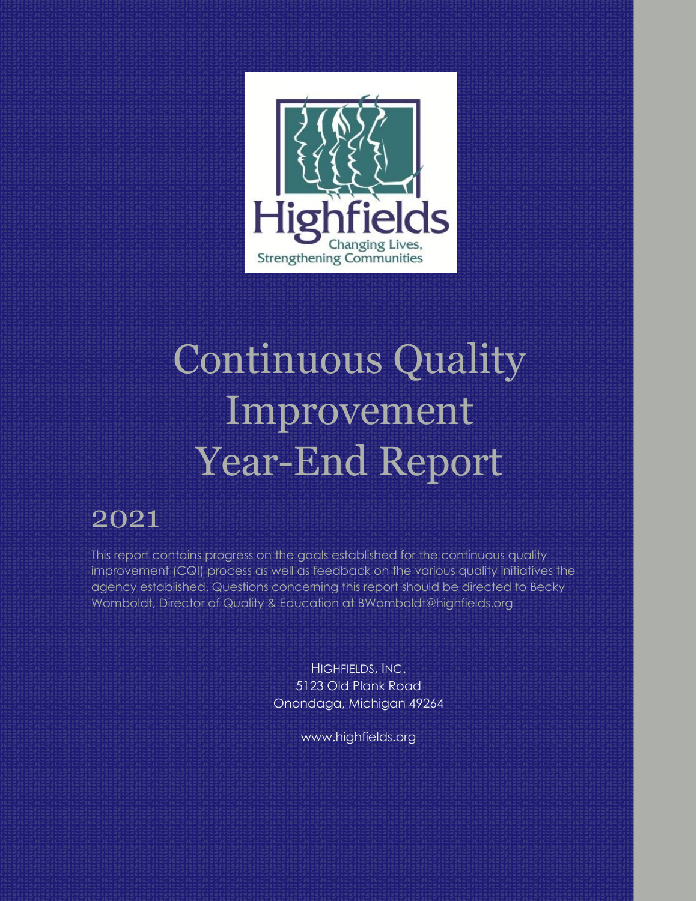# Continuous Quality Improvement Year-End Report

## 2021

This report contains progress on the goals established for the continuous quality improvement (CQI) process as well as feedback on the various quality initiatives the agency established. Questions concerning this report should be directed to Becky Womboldt, Director of Quality & Education at BWomboldt@highfields.org

HIGHFIELDS, INC.
5123 Old Plank Road
Onondaga, Michigan 49264

www.highfields.org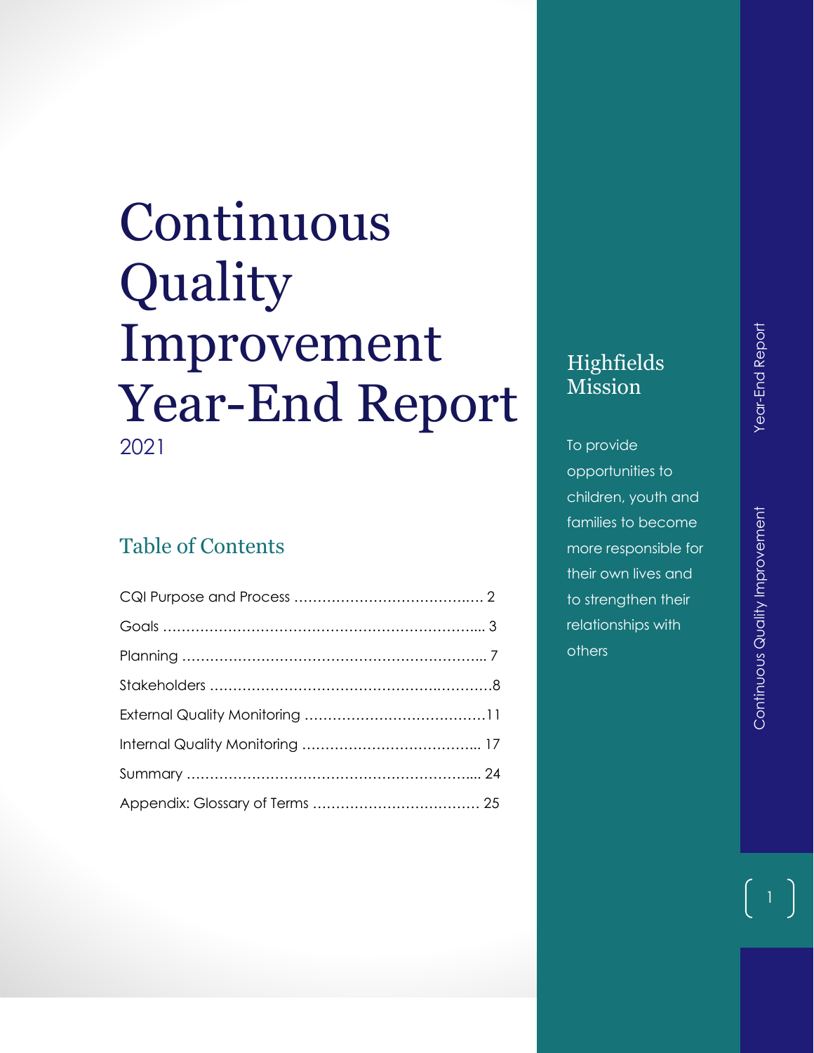# Continuous Quality Improvement Year-End Report

2021

## Table of Contents

CQI Purpose and Process ........................................ 2

Goals .................................................................... 3

Planning ................................................................ 7

Stakeholders ..........................................................8

External Quality Monitoring .....................................11

Internal Quality Monitoring ..................................... 17

Summary ............................................................... 24

Appendix: Glossary of Terms .................................... 25

## Highfields Mission

To provide opportunities to children, youth and families to become more responsible for their own lives and to strengthen their relationships with others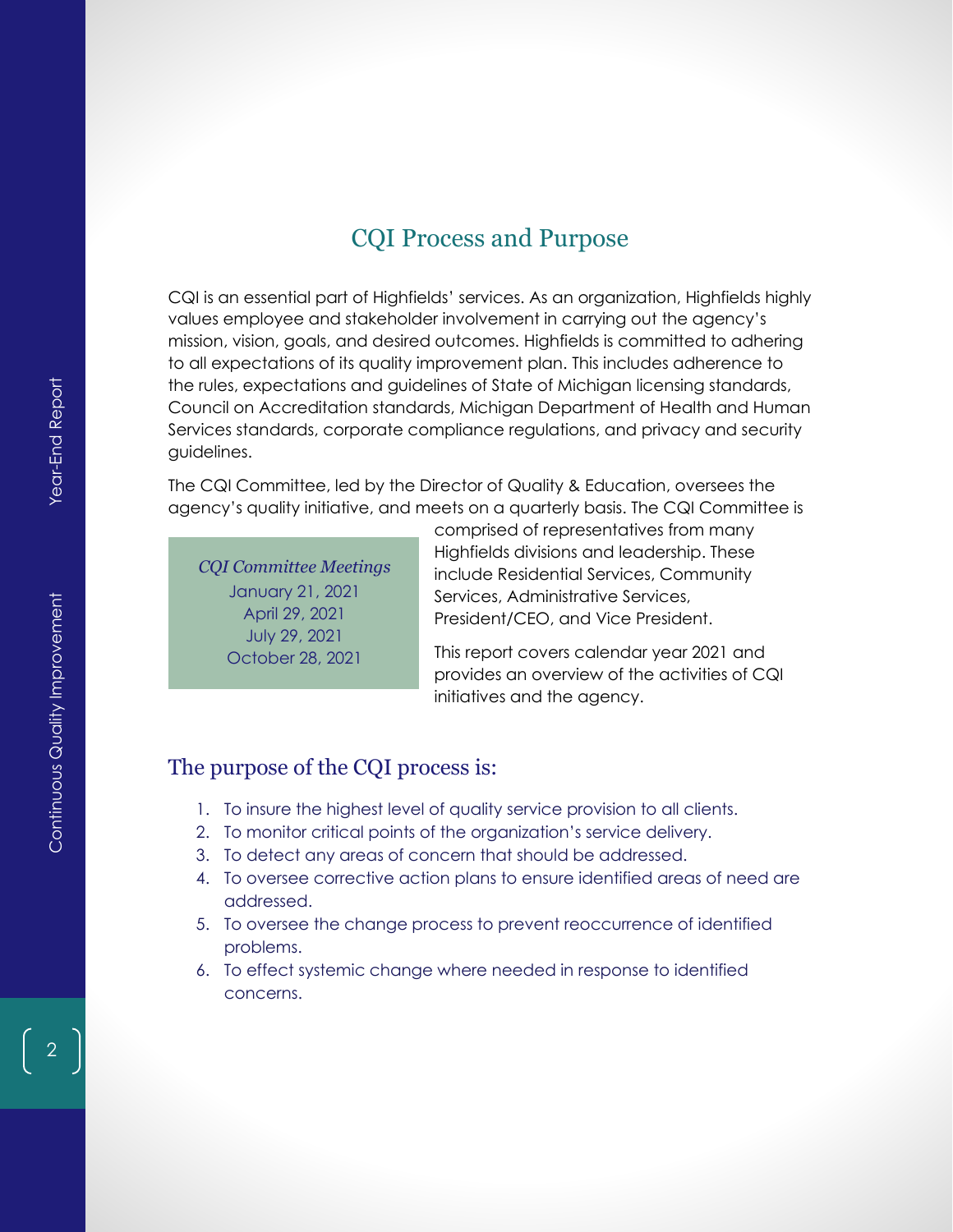## CQI Process and Purpose

CQI is an essential part of Highfields' services. As an organization, Highfields highly values employee and stakeholder involvement in carrying out the agency's mission, vision, goals, and desired outcomes. Highfields is committed to adhering to all expectations of its quality improvement plan. This includes adherence to the rules, expectations and guidelines of State of Michigan licensing standards, Council on Accreditation standards, Michigan Department of Health and Human Services standards, corporate compliance regulations, and privacy and security guidelines.

The CQI Committee, led by the Director of Quality & Education, oversees the agency's quality initiative, and meets on a quarterly basis. The CQI Committee is comprised of representatives from many Highfields divisions and leadership. These include Residential Services, Community Services, Administrative Services, President/CEO, and Vice President.

*CQI Committee Meetings*
January 21, 2021
April 29, 2021
July 29, 2021
October 28, 2021

This report covers calendar year 2021 and provides an overview of the activities of CQI initiatives and the agency.

### The purpose of the CQI process is:

1. To insure the highest level of quality service provision to all clients.
2. To monitor critical points of the organization's service delivery.
3. To detect any areas of concern that should be addressed.
4. To oversee corrective action plans to ensure identified areas of need are addressed.
5. To oversee the change process to prevent reoccurrence of identified problems.
6. To effect systemic change where needed in response to identified concerns.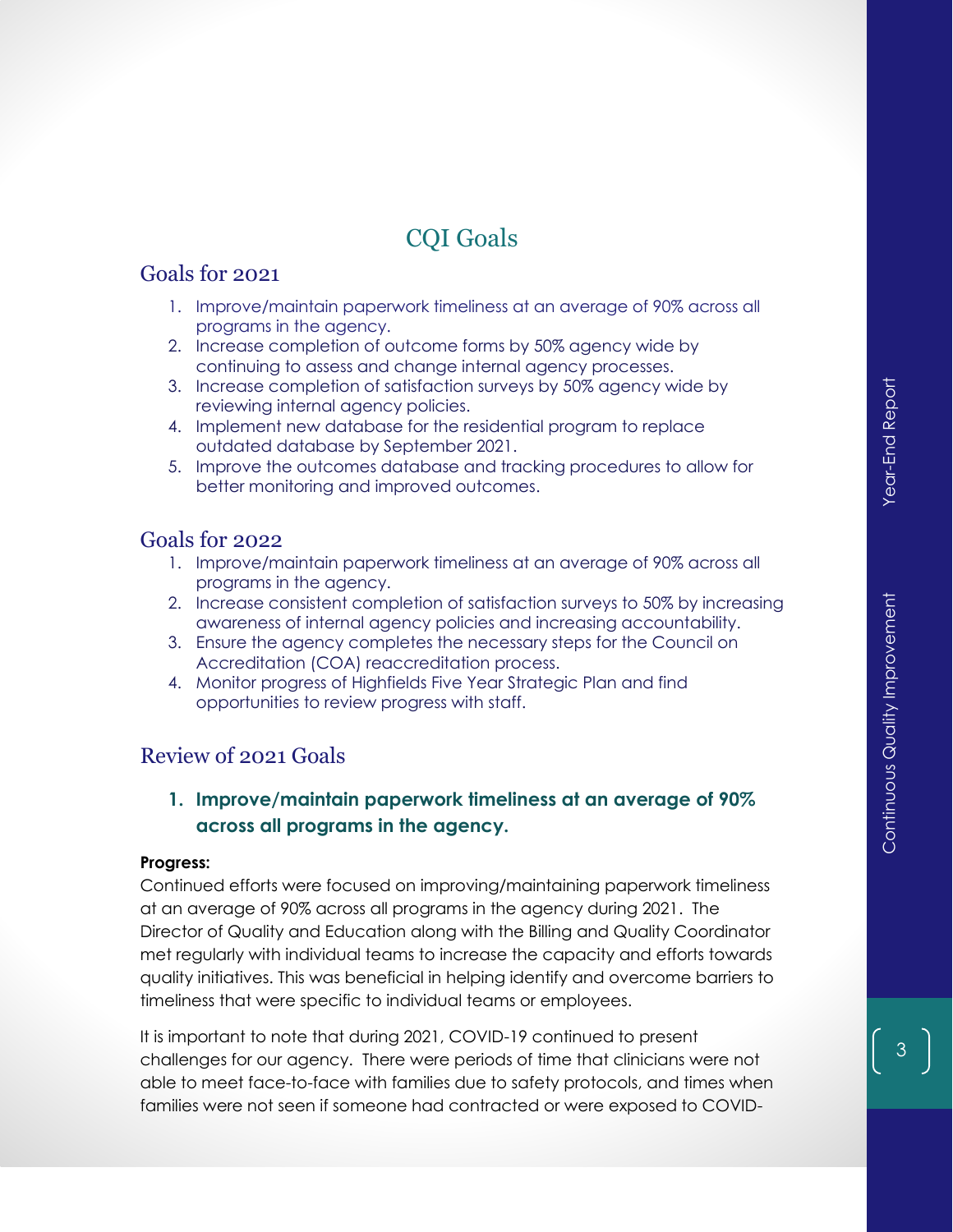# CQI Goals

## Goals for 2021

1. Improve/maintain paperwork timeliness at an average of 90% across all programs in the agency.
2. Increase completion of outcome forms by 50% agency wide by continuing to assess and change internal agency processes.
3. Increase completion of satisfaction surveys by 50% agency wide by reviewing internal agency policies.
4. Implement new database for the residential program to replace outdated database by September 2021.
5. Improve the outcomes database and tracking procedures to allow for better monitoring and improved outcomes.

## Goals for 2022

1. Improve/maintain paperwork timeliness at an average of 90% across all programs in the agency.
2. Increase consistent completion of satisfaction surveys to 50% by increasing awareness of internal agency policies and increasing accountability.
3. Ensure the agency completes the necessary steps for the Council on Accreditation (COA) reaccreditation process.
4. Monitor progress of Highfields Five Year Strategic Plan and find opportunities to review progress with staff.

## Review of 2021 Goals

### 1. Improve/maintain paperwork timeliness at an average of 90% across all programs in the agency.

**Progress:**

Continued efforts were focused on improving/maintaining paperwork timeliness at an average of 90% across all programs in the agency during 2021. The Director of Quality and Education along with the Billing and Quality Coordinator met regularly with individual teams to increase the capacity and efforts towards quality initiatives. This was beneficial in helping identify and overcome barriers to timeliness that were specific to individual teams or employees.

It is important to note that during 2021, COVID-19 continued to present challenges for our agency. There were periods of time that clinicians were not able to meet face-to-face with families due to safety protocols, and times when families were not seen if someone had contracted or were exposed to COVID-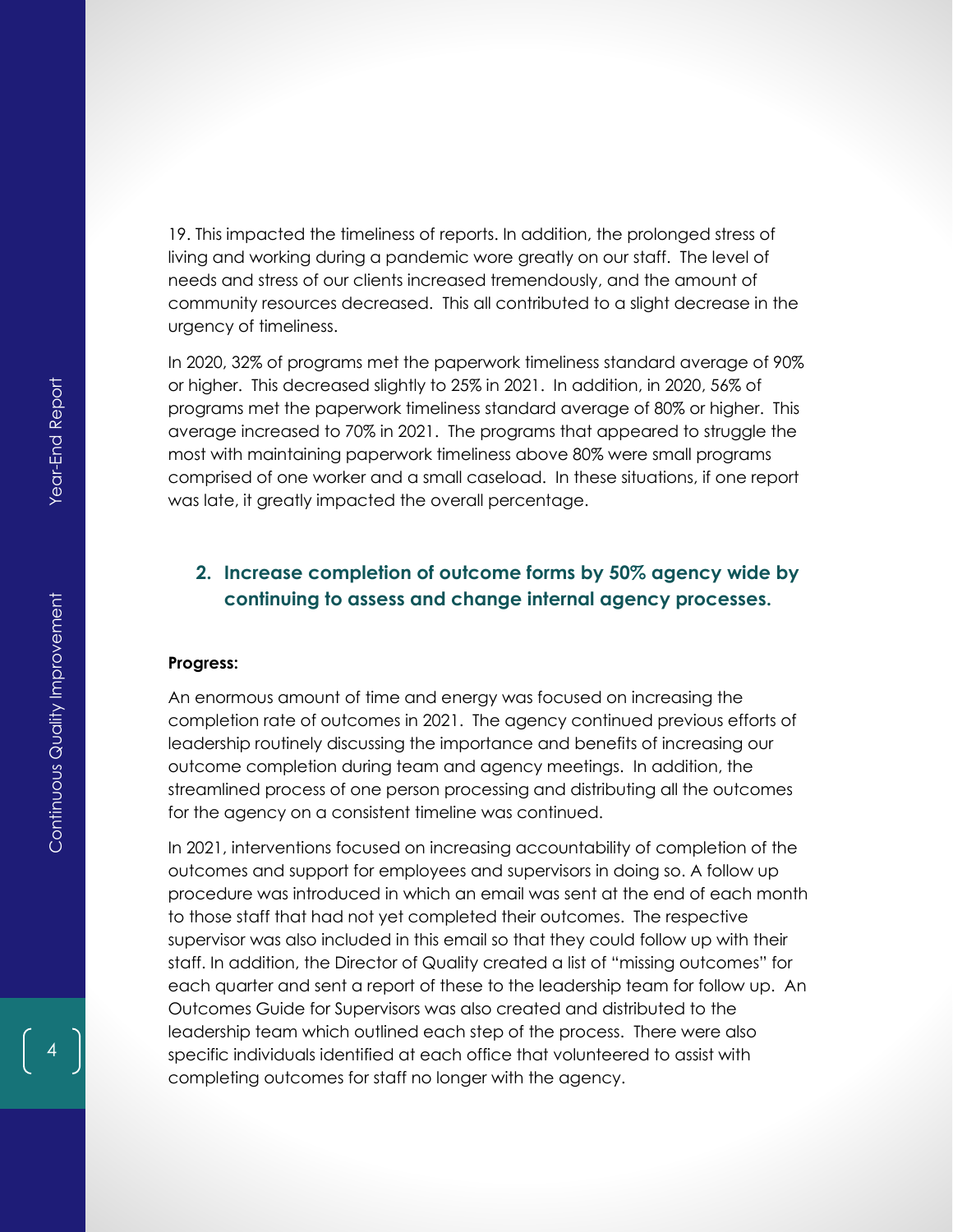19. This impacted the timeliness of reports. In addition, the prolonged stress of living and working during a pandemic wore greatly on our staff. The level of needs and stress of our clients increased tremendously, and the amount of community resources decreased. This all contributed to a slight decrease in the urgency of timeliness.

In 2020, 32% of programs met the paperwork timeliness standard average of 90% or higher. This decreased slightly to 25% in 2021. In addition, in 2020, 56% of programs met the paperwork timeliness standard average of 80% or higher. This average increased to 70% in 2021. The programs that appeared to struggle the most with maintaining paperwork timeliness above 80% were small programs comprised of one worker and a small caseload. In these situations, if one report was late, it greatly impacted the overall percentage.

## 2. Increase completion of outcome forms by 50% agency wide by continuing to assess and change internal agency processes.

**Progress:**

An enormous amount of time and energy was focused on increasing the completion rate of outcomes in 2021. The agency continued previous efforts of leadership routinely discussing the importance and benefits of increasing our outcome completion during team and agency meetings. In addition, the streamlined process of one person processing and distributing all the outcomes for the agency on a consistent timeline was continued.

In 2021, interventions focused on increasing accountability of completion of the outcomes and support for employees and supervisors in doing so. A follow up procedure was introduced in which an email was sent at the end of each month to those staff that had not yet completed their outcomes. The respective supervisor was also included in this email so that they could follow up with their staff. In addition, the Director of Quality created a list of "missing outcomes" for each quarter and sent a report of these to the leadership team for follow up. An Outcomes Guide for Supervisors was also created and distributed to the leadership team which outlined each step of the process. There were also specific individuals identified at each office that volunteered to assist with completing outcomes for staff no longer with the agency.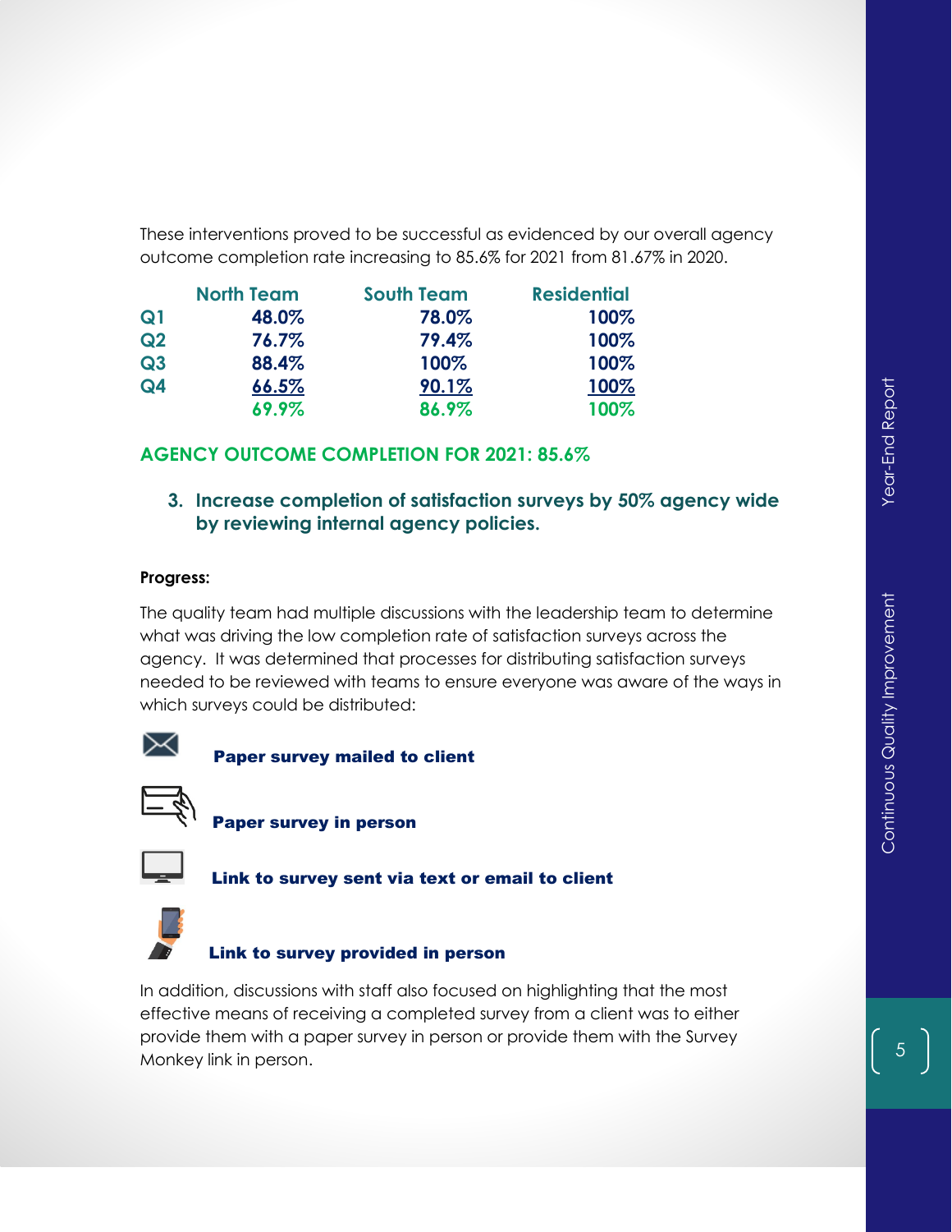These interventions proved to be successful as evidenced by our overall agency outcome completion rate increasing to 85.6% for 2021 from 81.67% in 2020.

| | North Team | South Team | Residential |
|---|---|---|---|
| Q1 | 48.0% | 78.0% | 100% |
| Q2 | 76.7% | 79.4% | 100% |
| Q3 | 88.4% | 100% | 100% |
| Q4 | 66.5% | 90.1% | 100% |
| | 69.9% | 86.9% | 100% |

**AGENCY OUTCOME COMPLETION FOR 2021: 85.6%**

3. **Increase completion of satisfaction surveys by 50% agency wide by reviewing internal agency policies.**

**Progress:**

The quality team had multiple discussions with the leadership team to determine what was driving the low completion rate of satisfaction surveys across the agency. It was determined that processes for distributing satisfaction surveys needed to be reviewed with teams to ensure everyone was aware of the ways in which surveys could be distributed:

- **Paper survey mailed to client**
- **Paper survey in person**
- **Link to survey sent via text or email to client**
- **Link to survey provided in person**

In addition, discussions with staff also focused on highlighting that the most effective means of receiving a completed survey from a client was to either provide them with a paper survey in person or provide them with the Survey Monkey link in person.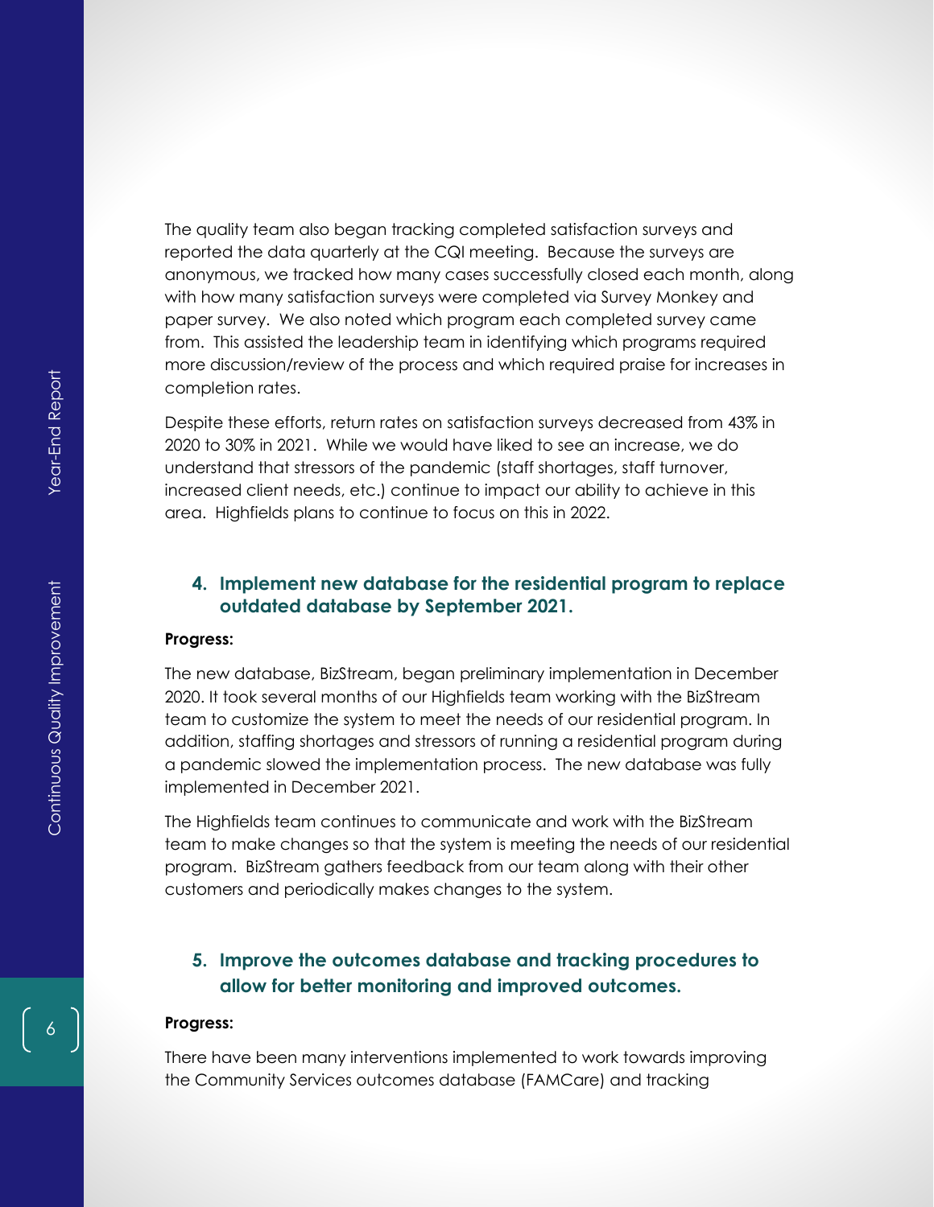The quality team also began tracking completed satisfaction surveys and reported the data quarterly at the CQI meeting. Because the surveys are anonymous, we tracked how many cases successfully closed each month, along with how many satisfaction surveys were completed via Survey Monkey and paper survey. We also noted which program each completed survey came from. This assisted the leadership team in identifying which programs required more discussion/review of the process and which required praise for increases in completion rates.

Despite these efforts, return rates on satisfaction surveys decreased from 43% in 2020 to 30% in 2021. While we would have liked to see an increase, we do understand that stressors of the pandemic (staff shortages, staff turnover, increased client needs, etc.) continue to impact our ability to achieve in this area. Highfields plans to continue to focus on this in 2022.

### 4. Implement new database for the residential program to replace outdated database by September 2021.

**Progress:**

The new database, BizStream, began preliminary implementation in December 2020. It took several months of our Highfields team working with the BizStream team to customize the system to meet the needs of our residential program. In addition, staffing shortages and stressors of running a residential program during a pandemic slowed the implementation process. The new database was fully implemented in December 2021.

The Highfields team continues to communicate and work with the BizStream team to make changes so that the system is meeting the needs of our residential program. BizStream gathers feedback from our team along with their other customers and periodically makes changes to the system.

### 5. Improve the outcomes database and tracking procedures to allow for better monitoring and improved outcomes.

**Progress:**

There have been many interventions implemented to work towards improving the Community Services outcomes database (FAMCare) and tracking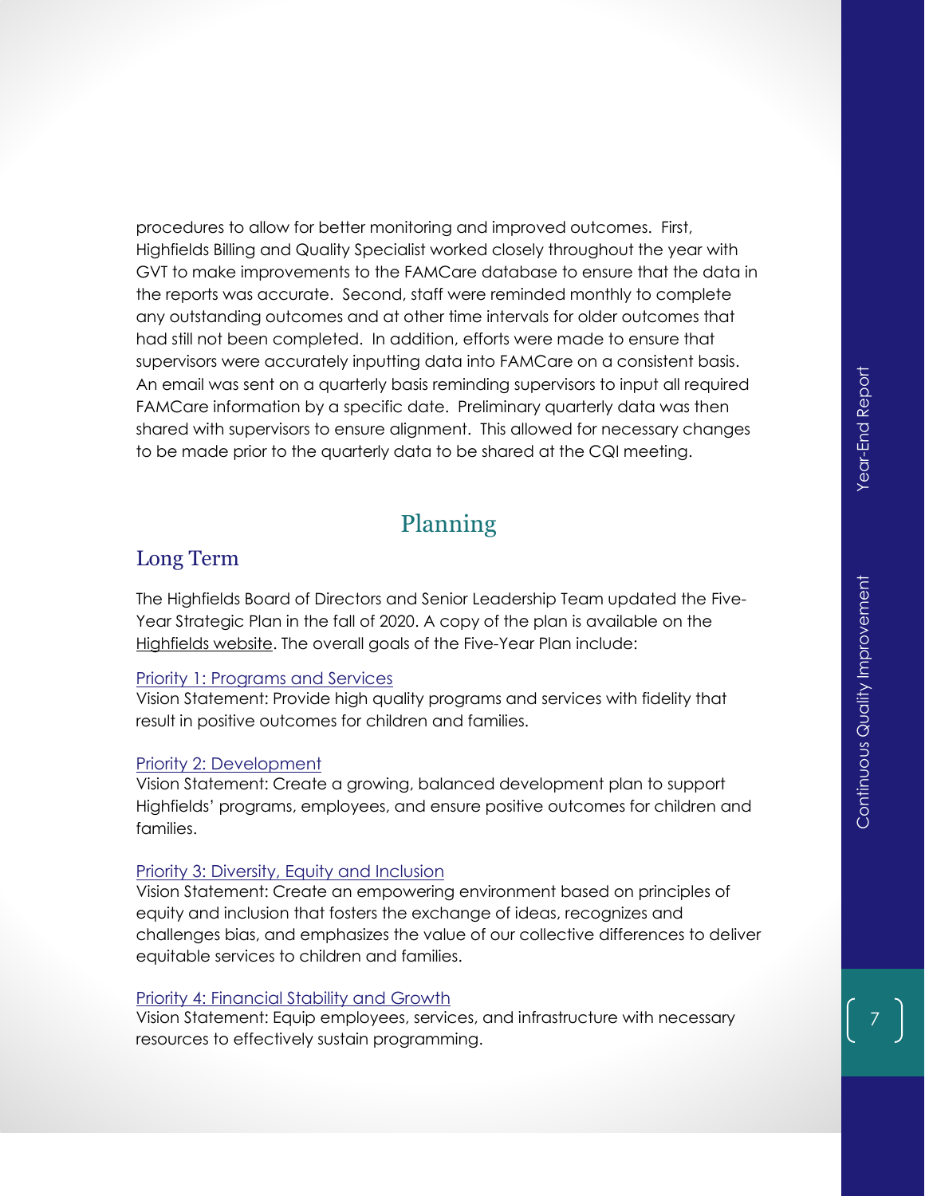procedures to allow for better monitoring and improved outcomes. First, Highfields Billing and Quality Specialist worked closely throughout the year with GVT to make improvements to the FAMCare database to ensure that the data in the reports was accurate. Second, staff were reminded monthly to complete any outstanding outcomes and at other time intervals for older outcomes that had still not been completed. In addition, efforts were made to ensure that supervisors were accurately inputting data into FAMCare on a consistent basis. An email was sent on a quarterly basis reminding supervisors to input all required FAMCare information by a specific date. Preliminary quarterly data was then shared with supervisors to ensure alignment. This allowed for necessary changes to be made prior to the quarterly data to be shared at the CQI meeting.

## Planning

### Long Term

The Highfields Board of Directors and Senior Leadership Team updated the Five-Year Strategic Plan in the fall of 2020. A copy of the plan is available on the Highfields website. The overall goals of the Five-Year Plan include:

Priority 1: Programs and Services
Vision Statement: Provide high quality programs and services with fidelity that result in positive outcomes for children and families.

Priority 2: Development
Vision Statement: Create a growing, balanced development plan to support Highfields' programs, employees, and ensure positive outcomes for children and families.

Priority 3: Diversity, Equity and Inclusion
Vision Statement: Create an empowering environment based on principles of equity and inclusion that fosters the exchange of ideas, recognizes and challenges bias, and emphasizes the value of our collective differences to deliver equitable services to children and families.

Priority 4: Financial Stability and Growth
Vision Statement: Equip employees, services, and infrastructure with necessary resources to effectively sustain programming.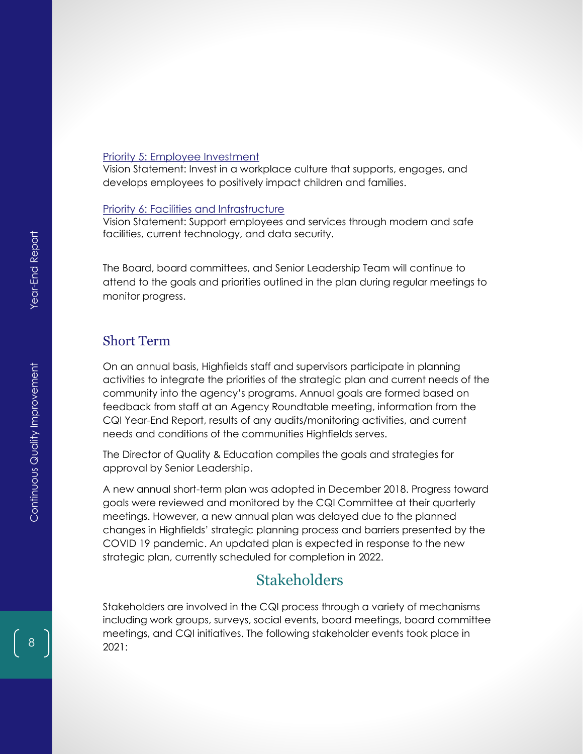Priority 5: Employee Investment
Vision Statement: Invest in a workplace culture that supports, engages, and develops employees to positively impact children and families.

Priority 6: Facilities and Infrastructure
Vision Statement: Support employees and services through modern and safe facilities, current technology, and data security.

The Board, board committees, and Senior Leadership Team will continue to attend to the goals and priorities outlined in the plan during regular meetings to monitor progress.

### Short Term

On an annual basis, Highfields staff and supervisors participate in planning activities to integrate the priorities of the strategic plan and current needs of the community into the agency's programs. Annual goals are formed based on feedback from staff at an Agency Roundtable meeting, information from the CQI Year-End Report, results of any audits/monitoring activities, and current needs and conditions of the communities Highfields serves.

The Director of Quality & Education compiles the goals and strategies for approval by Senior Leadership.

A new annual short-term plan was adopted in December 2018. Progress toward goals were reviewed and monitored by the CQI Committee at their quarterly meetings. However, a new annual plan was delayed due to the planned changes in Highfields' strategic planning process and barriers presented by the COVID 19 pandemic. An updated plan is expected in response to the new strategic plan, currently scheduled for completion in 2022.

## Stakeholders

Stakeholders are involved in the CQI process through a variety of mechanisms including work groups, surveys, social events, board meetings, board committee meetings, and CQI initiatives. The following stakeholder events took place in 2021: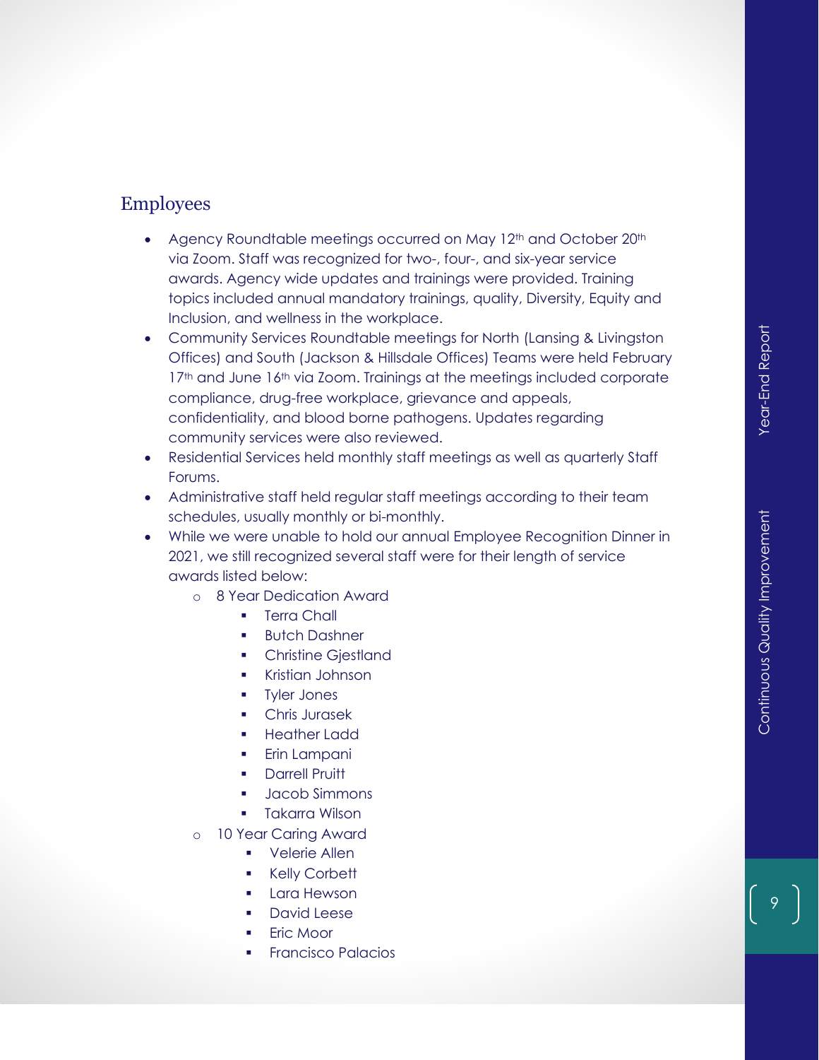## Employees

- Agency Roundtable meetings occurred on May 12th and October 20th via Zoom. Staff was recognized for two-, four-, and six-year service awards. Agency wide updates and trainings were provided. Training topics included annual mandatory trainings, quality, Diversity, Equity and Inclusion, and wellness in the workplace.
- Community Services Roundtable meetings for North (Lansing & Livingston Offices) and South (Jackson & Hillsdale Offices) Teams were held February 17th and June 16th via Zoom. Trainings at the meetings included corporate compliance, drug-free workplace, grievance and appeals, confidentiality, and blood borne pathogens. Updates regarding community services were also reviewed.
- Residential Services held monthly staff meetings as well as quarterly Staff Forums.
- Administrative staff held regular staff meetings according to their team schedules, usually monthly or bi-monthly.
- While we were unable to hold our annual Employee Recognition Dinner in 2021, we still recognized several staff were for their length of service awards listed below:
  - 8 Year Dedication Award
    - Terra Chall
    - Butch Dashner
    - Christine Gjestland
    - Kristian Johnson
    - Tyler Jones
    - Chris Jurasek
    - Heather Ladd
    - Erin Lampani
    - Darrell Pruitt
    - Jacob Simmons
    - Takarra Wilson
  - 10 Year Caring Award
    - Velerie Allen
    - Kelly Corbett
    - Lara Hewson
    - David Leese
    - Eric Moor
    - Francisco Palacios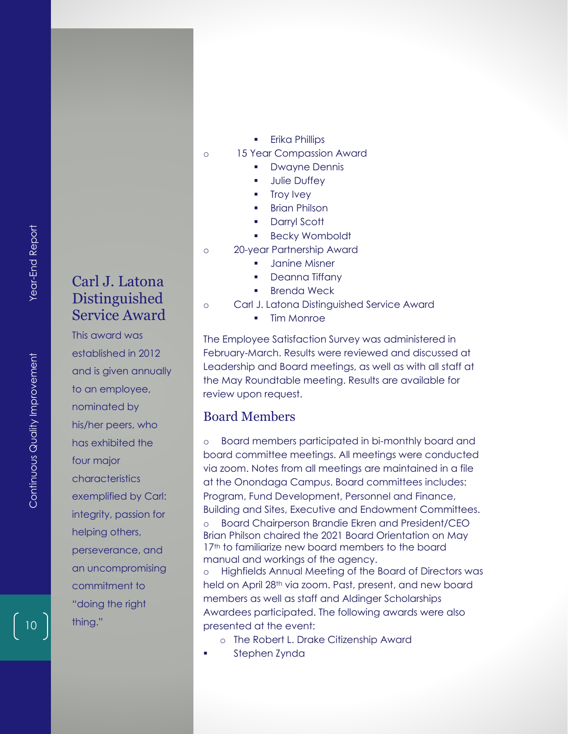## Carl J. Latona Distinguished Service Award

This award was established in 2012 and is given annually to an employee, nominated by his/her peers, who has exhibited the four major characteristics exemplified by Carl: integrity, passion for helping others, perseverance, and an uncompromising commitment to "doing the right thing."

- Erika Phillips
- 15 Year Compassion Award
  - Dwayne Dennis
  - Julie Duffey
  - Troy Ivey
  - Brian Philson
  - Darryl Scott
  - Becky Womboldt
- 20-year Partnership Award
  - Janine Misner
  - Deanna Tiffany
  - Brenda Weck
- Carl J. Latona Distinguished Service Award
  - Tim Monroe

The Employee Satisfaction Survey was administered in February-March. Results were reviewed and discussed at Leadership and Board meetings, as well as with all staff at the May Roundtable meeting. Results are available for review upon request.

## Board Members

- Board members participated in bi-monthly board and board committee meetings. All meetings were conducted via zoom. Notes from all meetings are maintained in a file at the Onondaga Campus. Board committees includes: Program, Fund Development, Personnel and Finance, Building and Sites, Executive and Endowment Committees.
- Board Chairperson Brandie Ekren and President/CEO Brian Philson chaired the 2021 Board Orientation on May 17th to familiarize new board members to the board manual and workings of the agency.
- Highfields Annual Meeting of the Board of Directors was held on April 28th via zoom. Past, present, and new board members as well as staff and Aldinger Scholarships Awardees participated. The following awards were also presented at the event:
  - The Robert L. Drake Citizenship Award
    - Stephen Zynda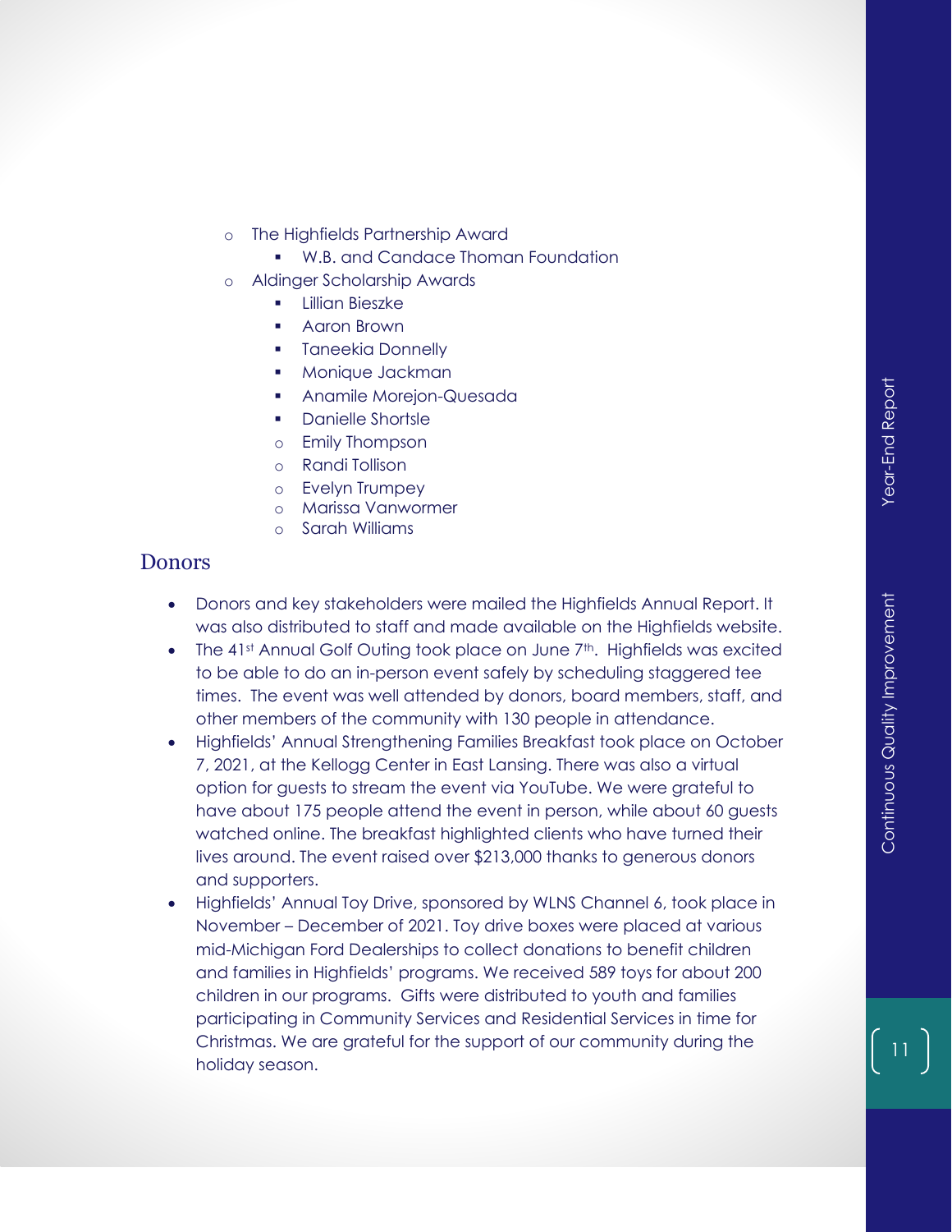- The Highfields Partnership Award
  - W.B. and Candace Thoman Foundation
- Aldinger Scholarship Awards
  - Lillian Bieszke
  - Aaron Brown
  - Taneekia Donnelly
  - Monique Jackman
  - Anamile Morejon-Quesada
  - Danielle Shortsle
  - Emily Thompson
  - Randi Tollison
  - Evelyn Trumpey
  - Marissa Vanwormer
  - Sarah Williams

## Donors

- Donors and key stakeholders were mailed the Highfields Annual Report. It was also distributed to staff and made available on the Highfields website.
- The 41st Annual Golf Outing took place on June 7th. Highfields was excited to be able to do an in-person event safely by scheduling staggered tee times. The event was well attended by donors, board members, staff, and other members of the community with 130 people in attendance.
- Highfields' Annual Strengthening Families Breakfast took place on October 7, 2021, at the Kellogg Center in East Lansing. There was also a virtual option for guests to stream the event via YouTube. We were grateful to have about 175 people attend the event in person, while about 60 guests watched online. The breakfast highlighted clients who have turned their lives around. The event raised over $213,000 thanks to generous donors and supporters.
- Highfields' Annual Toy Drive, sponsored by WLNS Channel 6, took place in November – December of 2021. Toy drive boxes were placed at various mid-Michigan Ford Dealerships to collect donations to benefit children and families in Highfields' programs. We received 589 toys for about 200 children in our programs. Gifts were distributed to youth and families participating in Community Services and Residential Services in time for Christmas. We are grateful for the support of our community during the holiday season.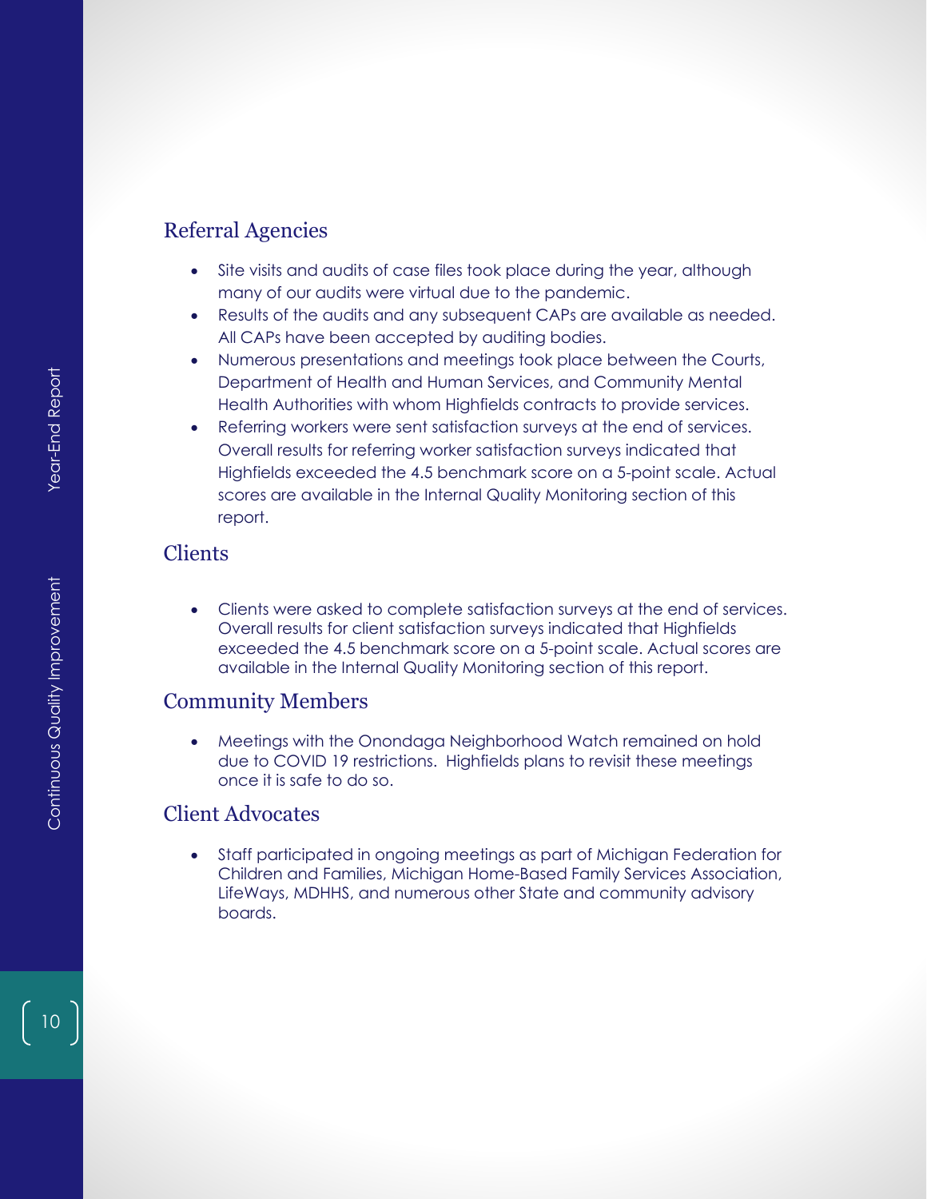## Referral Agencies

- Site visits and audits of case files took place during the year, although many of our audits were virtual due to the pandemic.
- Results of the audits and any subsequent CAPs are available as needed. All CAPs have been accepted by auditing bodies.
- Numerous presentations and meetings took place between the Courts, Department of Health and Human Services, and Community Mental Health Authorities with whom Highfields contracts to provide services.
- Referring workers were sent satisfaction surveys at the end of services. Overall results for referring worker satisfaction surveys indicated that Highfields exceeded the 4.5 benchmark score on a 5-point scale. Actual scores are available in the Internal Quality Monitoring section of this report.

## Clients

- Clients were asked to complete satisfaction surveys at the end of services. Overall results for client satisfaction surveys indicated that Highfields exceeded the 4.5 benchmark score on a 5-point scale. Actual scores are available in the Internal Quality Monitoring section of this report.

## Community Members

- Meetings with the Onondaga Neighborhood Watch remained on hold due to COVID 19 restrictions. Highfields plans to revisit these meetings once it is safe to do so.

## Client Advocates

- Staff participated in ongoing meetings as part of Michigan Federation for Children and Families, Michigan Home-Based Family Services Association, LifeWays, MDHHS, and numerous other State and community advisory boards.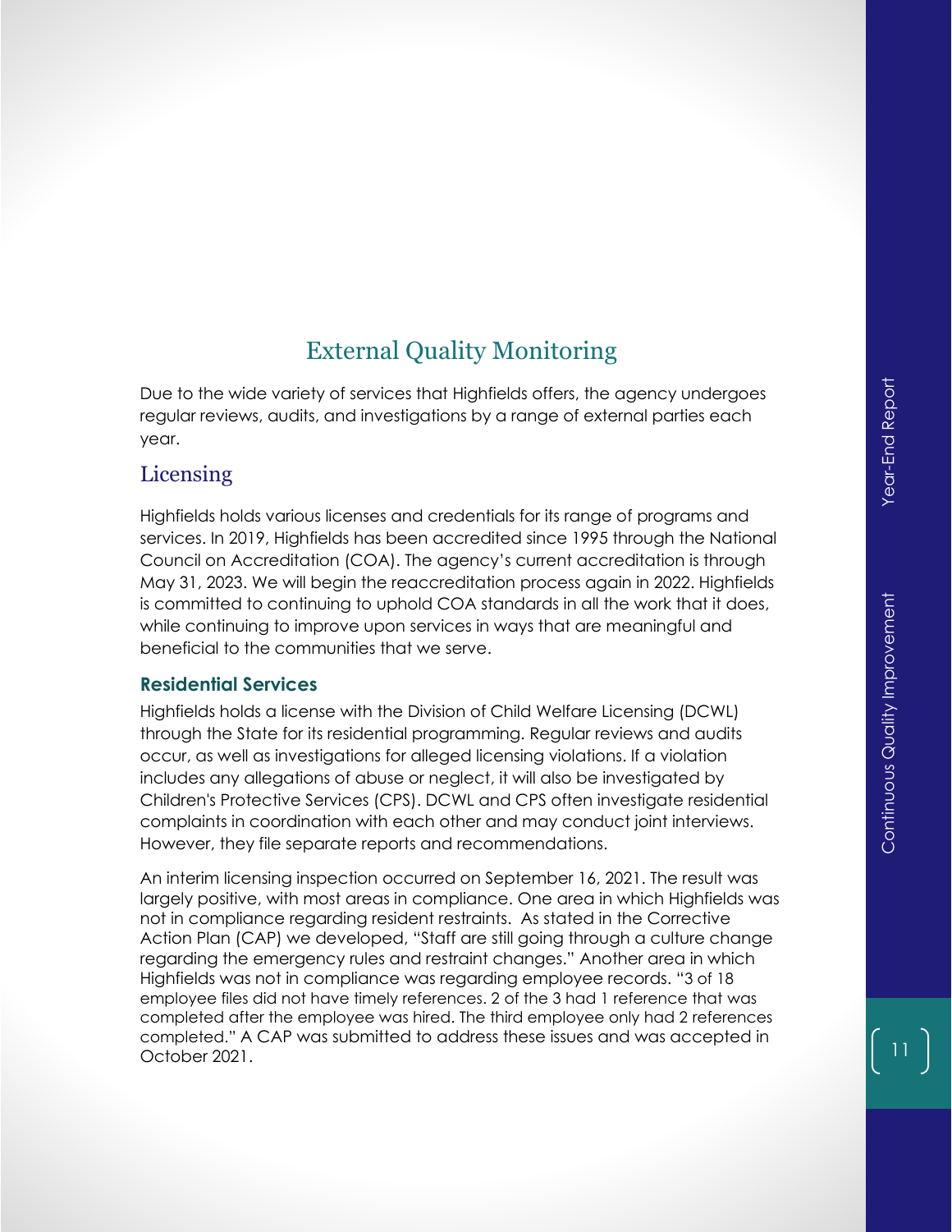# External Quality Monitoring

Due to the wide variety of services that Highfields offers, the agency undergoes regular reviews, audits, and investigations by a range of external parties each year.

## Licensing

Highfields holds various licenses and credentials for its range of programs and services. In 2019, Highfields has been accredited since 1995 through the National Council on Accreditation (COA). The agency's current accreditation is through May 31, 2023. We will begin the reaccreditation process again in 2022. Highfields is committed to continuing to uphold COA standards in all the work that it does, while continuing to improve upon services in ways that are meaningful and beneficial to the communities that we serve.

### Residential Services

Highfields holds a license with the Division of Child Welfare Licensing (DCWL) through the State for its residential programming. Regular reviews and audits occur, as well as investigations for alleged licensing violations. If a violation includes any allegations of abuse or neglect, it will also be investigated by Children's Protective Services (CPS). DCWL and CPS often investigate residential complaints in coordination with each other and may conduct joint interviews. However, they file separate reports and recommendations.

An interim licensing inspection occurred on September 16, 2021. The result was largely positive, with most areas in compliance. One area in which Highfields was not in compliance regarding resident restraints. As stated in the Corrective Action Plan (CAP) we developed, "Staff are still going through a culture change regarding the emergency rules and restraint changes." Another area in which Highfields was not in compliance was regarding employee records. "3 of 18 employee files did not have timely references. 2 of the 3 had 1 reference that was completed after the employee was hired. The third employee only had 2 references completed." A CAP was submitted to address these issues and was accepted in October 2021.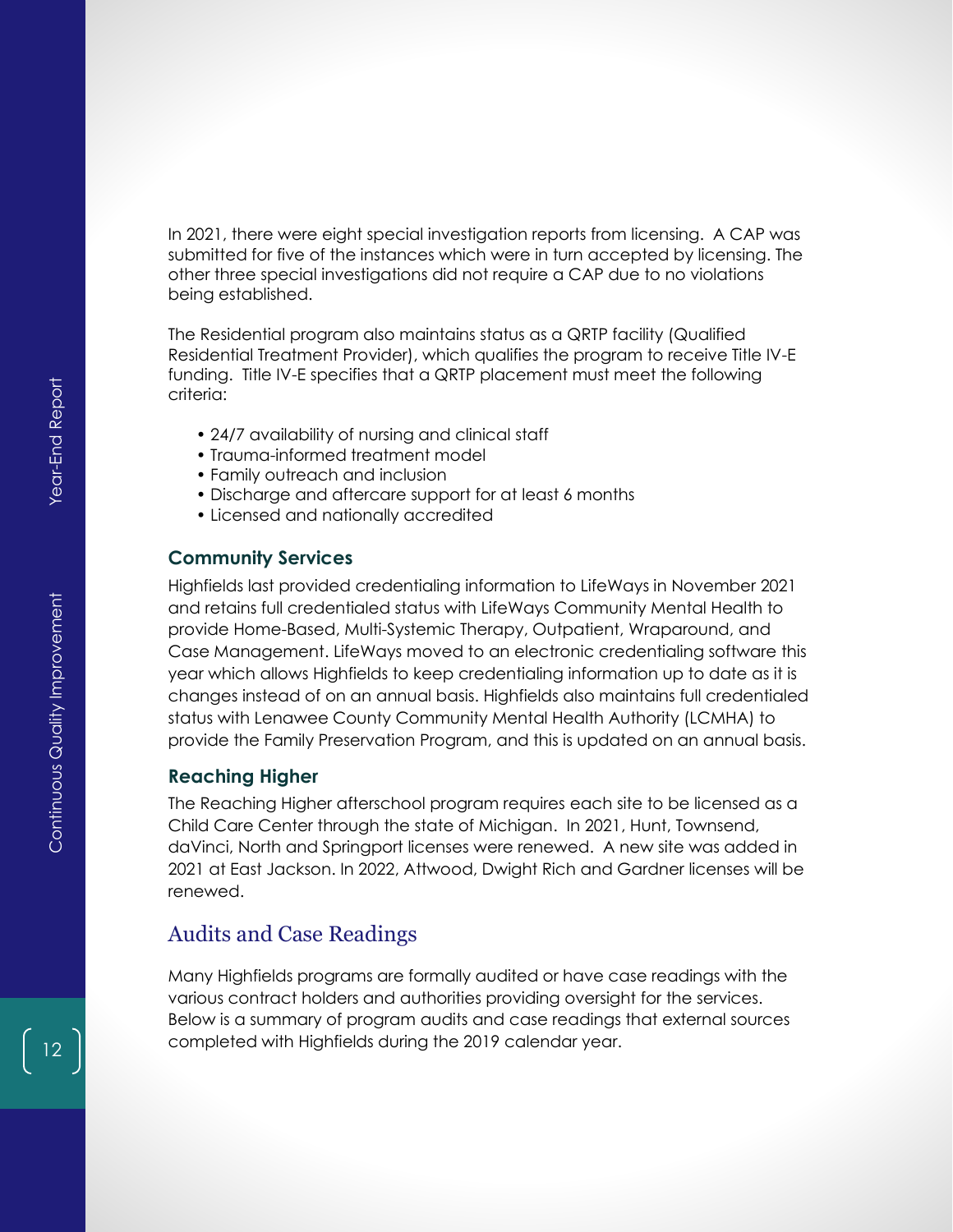In 2021, there were eight special investigation reports from licensing. A CAP was submitted for five of the instances which were in turn accepted by licensing. The other three special investigations did not require a CAP due to no violations being established.

The Residential program also maintains status as a QRTP facility (Qualified Residential Treatment Provider), which qualifies the program to receive Title IV-E funding. Title IV-E specifies that a QRTP placement must meet the following criteria:

- 24/7 availability of nursing and clinical staff
- Trauma-informed treatment model
- Family outreach and inclusion
- Discharge and aftercare support for at least 6 months
- Licensed and nationally accredited

### Community Services

Highfields last provided credentialing information to LifeWays in November 2021 and retains full credentialed status with LifeWays Community Mental Health to provide Home-Based, Multi-Systemic Therapy, Outpatient, Wraparound, and Case Management. LifeWays moved to an electronic credentialing software this year which allows Highfields to keep credentialing information up to date as it is changes instead of on an annual basis. Highfields also maintains full credentialed status with Lenawee County Community Mental Health Authority (LCMHA) to provide the Family Preservation Program, and this is updated on an annual basis.

### Reaching Higher

The Reaching Higher afterschool program requires each site to be licensed as a Child Care Center through the state of Michigan. In 2021, Hunt, Townsend, daVinci, North and Springport licenses were renewed. A new site was added in 2021 at East Jackson. In 2022, Attwood, Dwight Rich and Gardner licenses will be renewed.

## Audits and Case Readings

Many Highfields programs are formally audited or have case readings with the various contract holders and authorities providing oversight for the services. Below is a summary of program audits and case readings that external sources completed with Highfields during the 2019 calendar year.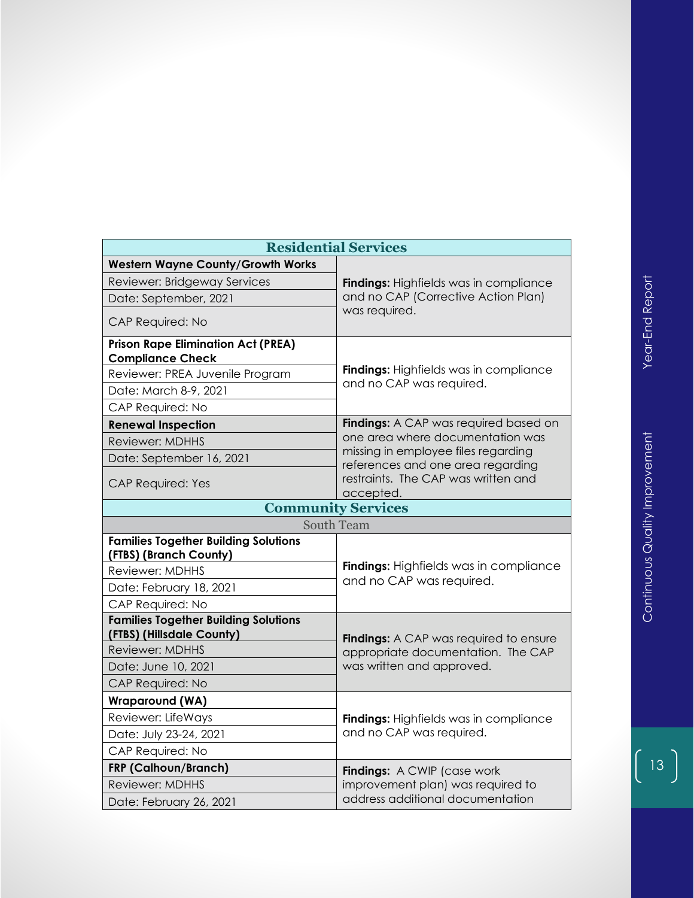| Residential Services | |
|---|---|
| **Western Wayne County/Growth Works** | **Findings:** Highfields was in compliance and no CAP (Corrective Action Plan) was required. |
| Reviewer: Bridgeway Services | |
| Date: September, 2021 | |
| CAP Required: No | |
| **Prison Rape Elimination Act (PREA) Compliance Check** | **Findings:** Highfields was in compliance and no CAP was required. |
| Reviewer: PREA Juvenile Program | |
| Date: March 8-9, 2021 | |
| CAP Required: No | |
| **Renewal Inspection** | **Findings:** A CAP was required based on one area where documentation was missing in employee files regarding references and one area regarding restraints. The CAP was written and accepted. |
| Reviewer: MDHHS | |
| Date: September 16, 2021 | |
| CAP Required: Yes | |
| **Community Services** | |
| South Team | |
| **Families Together Building Solutions (FTBS) (Branch County)** | **Findings:** Highfields was in compliance and no CAP was required. |
| Reviewer: MDHHS | |
| Date: February 18, 2021 | |
| CAP Required: No | |
| **Families Together Building Solutions (FTBS) (Hillsdale County)** | **Findings:** A CAP was required to ensure appropriate documentation. The CAP was written and approved. |
| Reviewer: MDHHS | |
| Date: June 10, 2021 | |
| CAP Required: No | |
| **Wraparound (WA)** | **Findings:** Highfields was in compliance and no CAP was required. |
| Reviewer: LifeWays | |
| Date: July 23-24, 2021 | |
| CAP Required: No | |
| **FRP (Calhoun/Branch)** | **Findings:** A CWIP (case work improvement plan) was required to address additional documentation |
| Reviewer: MDHHS | |
| Date: February 26, 2021 | |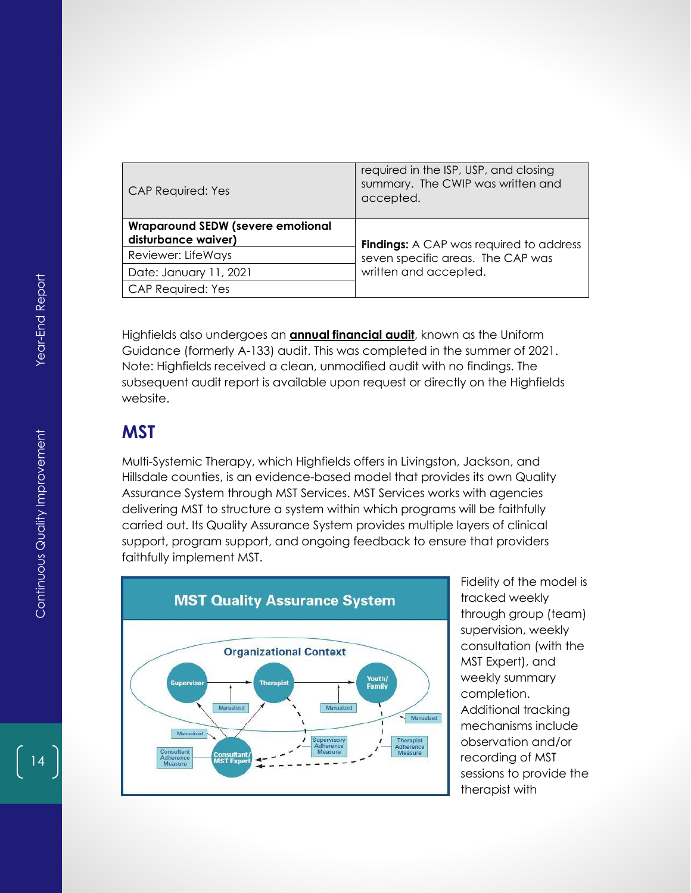| CAP Required: Yes | required in the ISP, USP, and closing summary. The CWIP was written and accepted. |
|---|---|
| **Wraparound SEDW (severe emotional disturbance waiver)**<br>Reviewer: LifeWays<br>Date: January 11, 2021<br>CAP Required: Yes | **Findings:** A CAP was required to address seven specific areas. The CAP was written and accepted. |

Highfields also undergoes an **annual financial audit**, known as the Uniform Guidance (formerly A-133) audit. This was completed in the summer of 2021. Note: Highfields received a clean, unmodified audit with no findings. The subsequent audit report is available upon request or directly on the Highfields website.

## MST

Multi-Systemic Therapy, which Highfields offers in Livingston, Jackson, and Hillsdale counties, is an evidence-based model that provides its own Quality Assurance System through MST Services. MST Services works with agencies delivering MST to structure a system within which programs will be faithfully carried out. Its Quality Assurance System provides multiple layers of clinical support, program support, and ongoing feedback to ensure that providers faithfully implement MST.

MST Quality Assurance System

Fidelity of the model is tracked weekly through group (team) supervision, weekly consultation (with the MST Expert), and weekly summary completion. Additional tracking mechanisms include observation and/or recording of MST sessions to provide the therapist with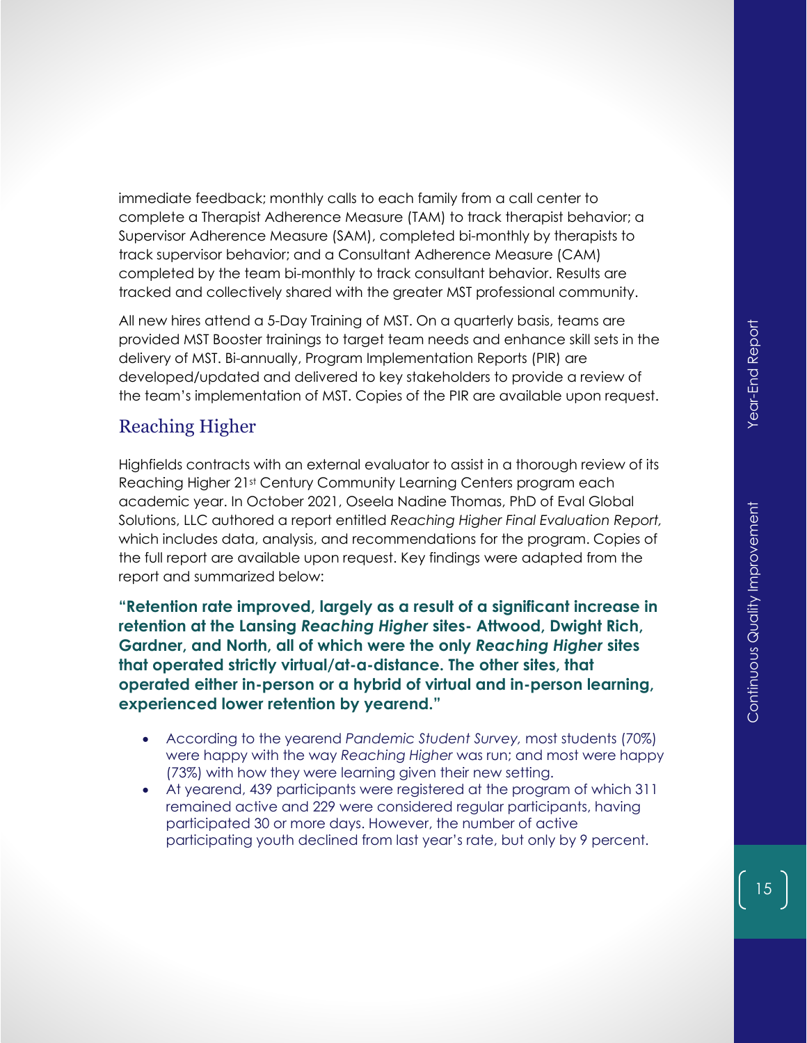immediate feedback; monthly calls to each family from a call center to complete a Therapist Adherence Measure (TAM) to track therapist behavior; a Supervisor Adherence Measure (SAM), completed bi-monthly by therapists to track supervisor behavior; and a Consultant Adherence Measure (CAM) completed by the team bi-monthly to track consultant behavior. Results are tracked and collectively shared with the greater MST professional community.

All new hires attend a 5-Day Training of MST. On a quarterly basis, teams are provided MST Booster trainings to target team needs and enhance skill sets in the delivery of MST. Bi-annually, Program Implementation Reports (PIR) are developed/updated and delivered to key stakeholders to provide a review of the team's implementation of MST. Copies of the PIR are available upon request.

## Reaching Higher

Highfields contracts with an external evaluator to assist in a thorough review of its Reaching Higher 21st Century Community Learning Centers program each academic year. In October 2021, Oseela Nadine Thomas, PhD of Eval Global Solutions, LLC authored a report entitled *Reaching Higher Final Evaluation Report,* which includes data, analysis, and recommendations for the program. Copies of the full report are available upon request. Key findings were adapted from the report and summarized below:

**"Retention rate improved, largely as a result of a significant increase in retention at the Lansing *Reaching Higher* sites- Attwood, Dwight Rich, Gardner, and North, all of which were the only *Reaching Higher* sites that operated strictly virtual/at-a-distance. The other sites, that operated either in-person or a hybrid of virtual and in-person learning, experienced lower retention by yearend."**

- According to the yearend *Pandemic Student Survey,* most students (70%) were happy with the way *Reaching Higher* was run; and most were happy (73%) with how they were learning given their new setting.
- At yearend, 439 participants were registered at the program of which 311 remained active and 229 were considered regular participants, having participated 30 or more days. However, the number of active participating youth declined from last year's rate, but only by 9 percent.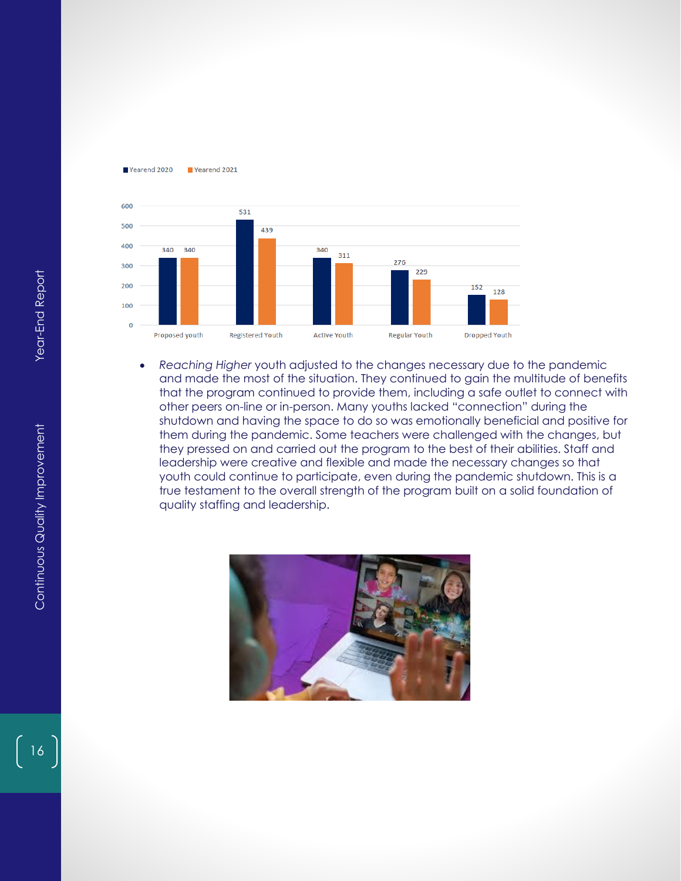| | Yearend 2020 | Yearend 2021 |
|---|---|---|
| Proposed youth | 340 | 340 |
| Registered Youth | 531 | 439 |
| Active Youth | 340 | 311 |
| Regular Youth | 276 | 229 |
| Dropped Youth | 152 | 128 |

- *Reaching Higher* youth adjusted to the changes necessary due to the pandemic and made the most of the situation. They continued to gain the multitude of benefits that the program continued to provide them, including a safe outlet to connect with other peers on-line or in-person. Many youths lacked "connection" during the shutdown and having the space to do so was emotionally beneficial and positive for them during the pandemic. Some teachers were challenged with the changes, but they pressed on and carried out the program to the best of their abilities. Staff and leadership were creative and flexible and made the necessary changes so that youth could continue to participate, even during the pandemic shutdown. This is a true testament to the overall strength of the program built on a solid foundation of quality staffing and leadership.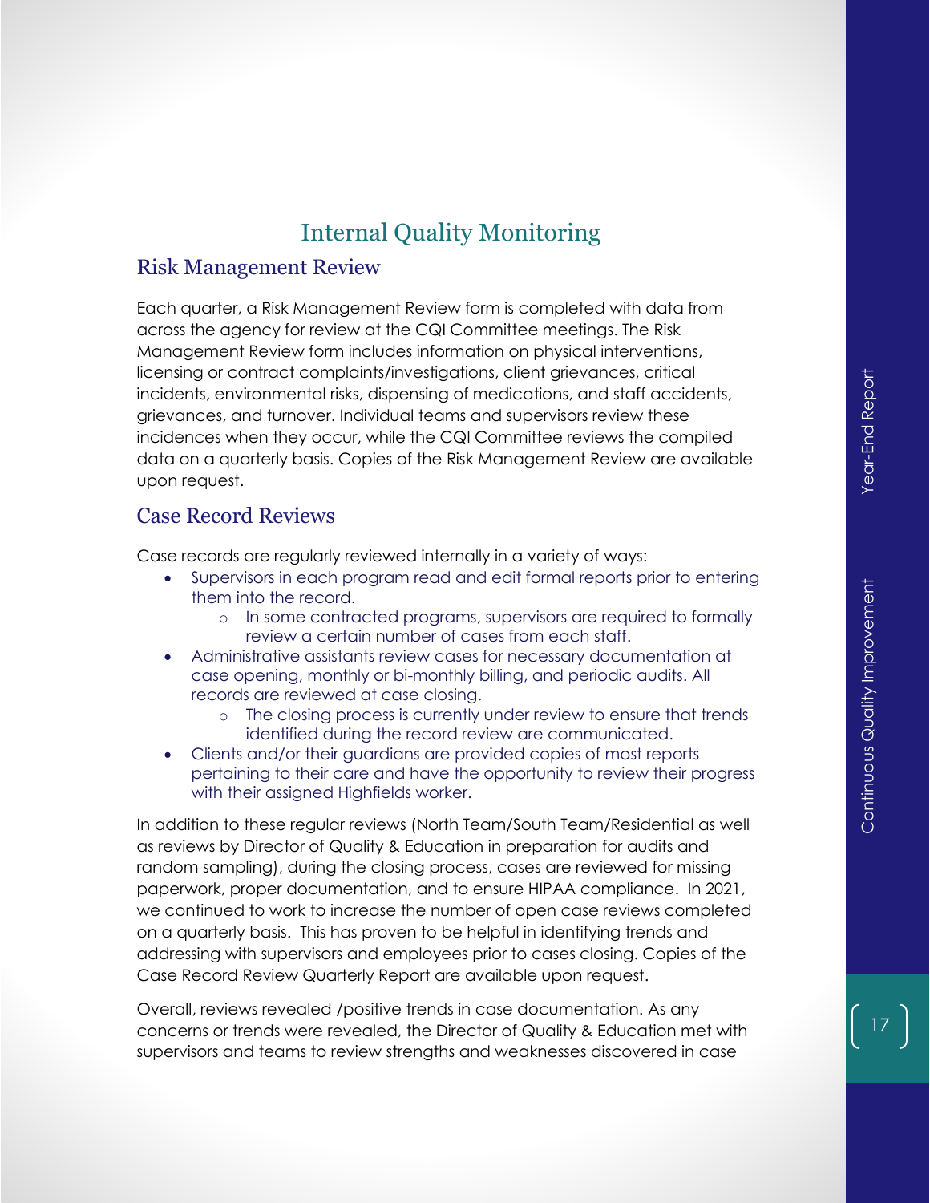# Internal Quality Monitoring

## Risk Management Review

Each quarter, a Risk Management Review form is completed with data from across the agency for review at the CQI Committee meetings. The Risk Management Review form includes information on physical interventions, licensing or contract complaints/investigations, client grievances, critical incidents, environmental risks, dispensing of medications, and staff accidents, grievances, and turnover. Individual teams and supervisors review these incidences when they occur, while the CQI Committee reviews the compiled data on a quarterly basis. Copies of the Risk Management Review are available upon request.

## Case Record Reviews

Case records are regularly reviewed internally in a variety of ways:

- Supervisors in each program read and edit formal reports prior to entering them into the record.
  - In some contracted programs, supervisors are required to formally review a certain number of cases from each staff.
- Administrative assistants review cases for necessary documentation at case opening, monthly or bi-monthly billing, and periodic audits. All records are reviewed at case closing.
  - The closing process is currently under review to ensure that trends identified during the record review are communicated.
- Clients and/or their guardians are provided copies of most reports pertaining to their care and have the opportunity to review their progress with their assigned Highfields worker.

In addition to these regular reviews (North Team/South Team/Residential as well as reviews by Director of Quality & Education in preparation for audits and random sampling), during the closing process, cases are reviewed for missing paperwork, proper documentation, and to ensure HIPAA compliance. In 2021, we continued to work to increase the number of open case reviews completed on a quarterly basis. This has proven to be helpful in identifying trends and addressing with supervisors and employees prior to cases closing. Copies of the Case Record Review Quarterly Report are available upon request.

Overall, reviews revealed /positive trends in case documentation. As any concerns or trends were revealed, the Director of Quality & Education met with supervisors and teams to review strengths and weaknesses discovered in case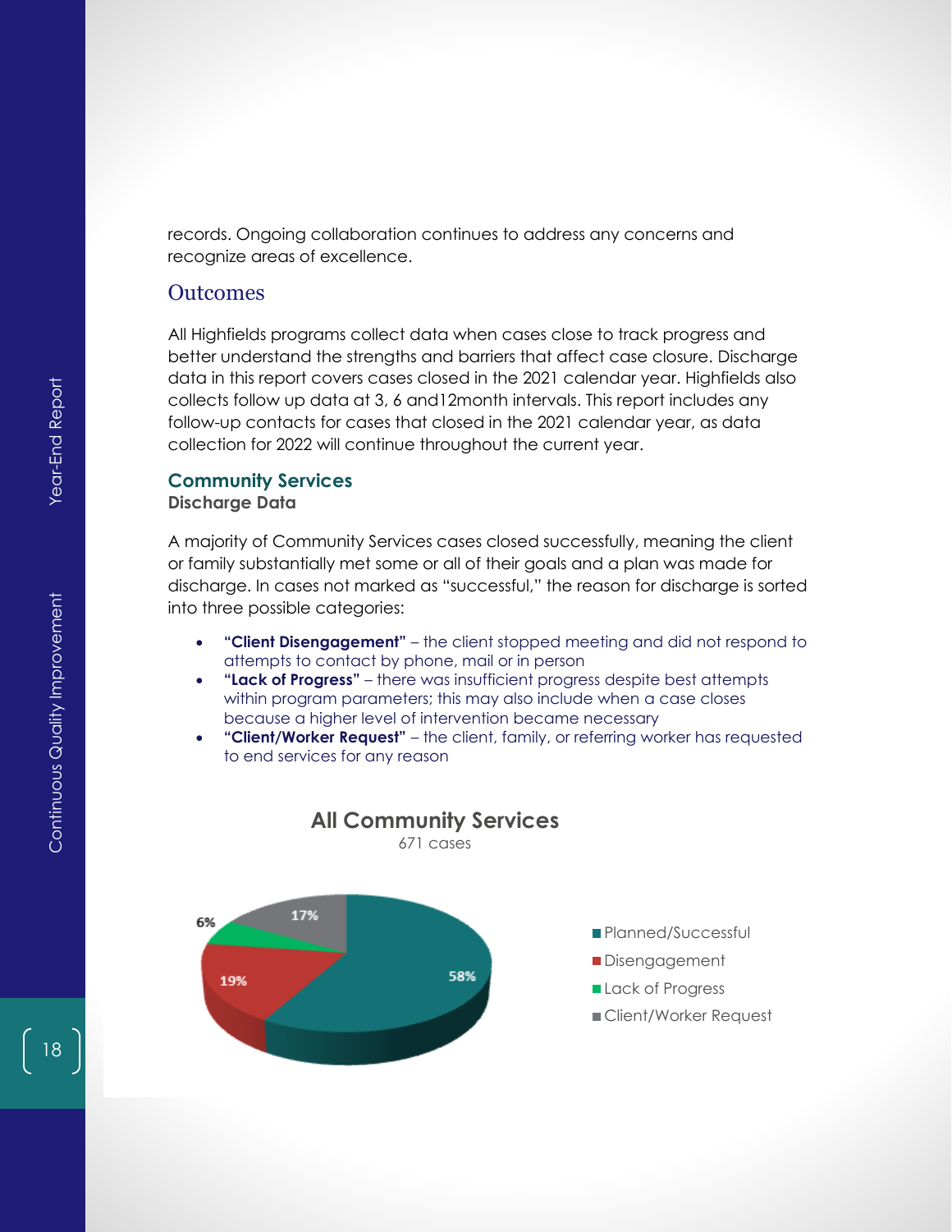records. Ongoing collaboration continues to address any concerns and recognize areas of excellence.

## Outcomes

All Highfields programs collect data when cases close to track progress and better understand the strengths and barriers that affect case closure. Discharge data in this report covers cases closed in the 2021 calendar year. Highfields also collects follow up data at 3, 6 and12month intervals. This report includes any follow-up contacts for cases that closed in the 2021 calendar year, as data collection for 2022 will continue throughout the current year.

### Community Services

**Discharge Data**

A majority of Community Services cases closed successfully, meaning the client or family substantially met some or all of their goals and a plan was made for discharge. In cases not marked as "successful," the reason for discharge is sorted into three possible categories:

- **"Client Disengagement"** – the client stopped meeting and did not respond to attempts to contact by phone, mail or in person
- **"Lack of Progress"** – there was insufficient progress despite best attempts within program parameters; this may also include when a case closes because a higher level of intervention became necessary
- **"Client/Worker Request"** – the client, family, or referring worker has requested to end services for any reason

**All Community Services**

671 cases

| Category | Percentage |
| --- | --- |
| Planned/Successful | 58% |
| Disengagement | 19% |
| Lack of Progress | 6% |
| Client/Worker Request | 17% |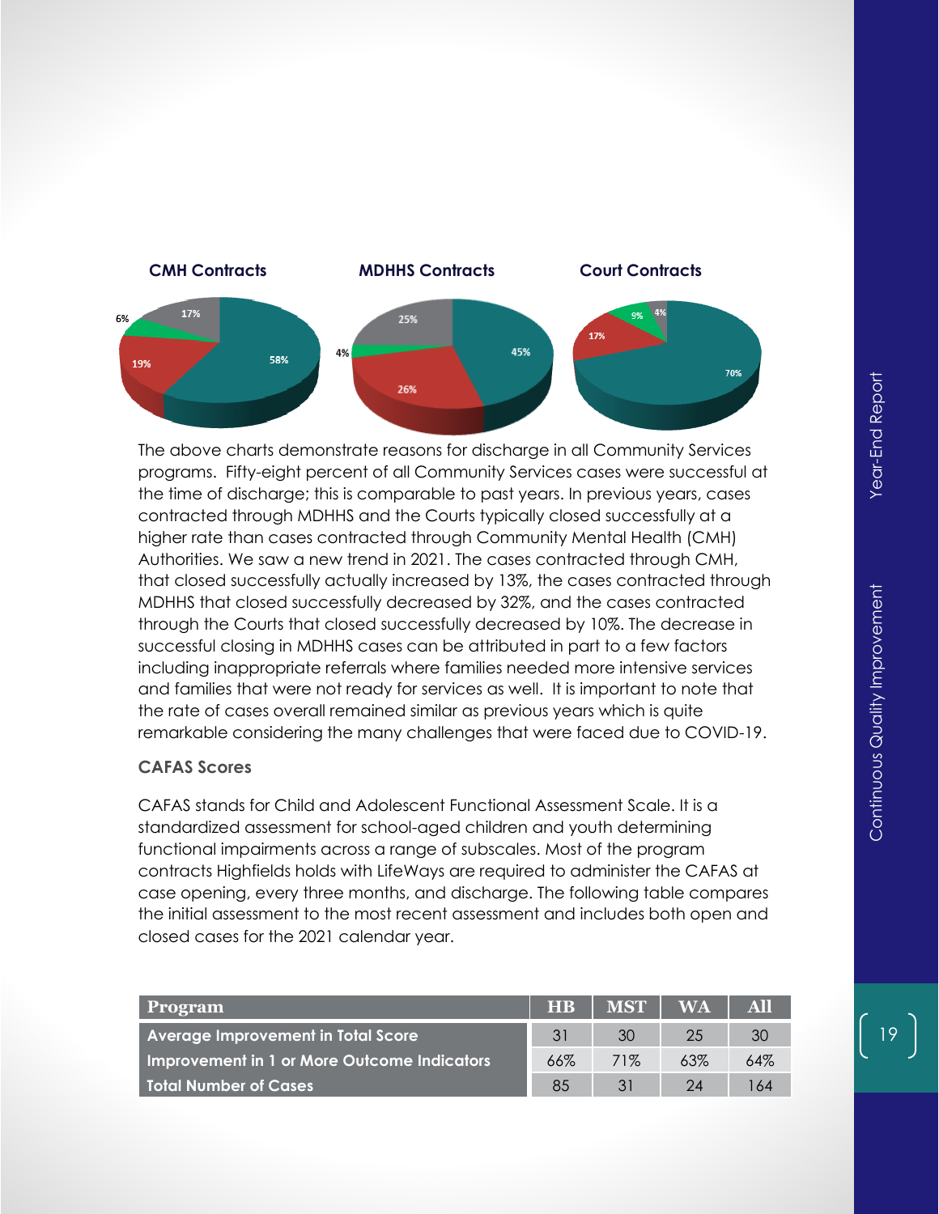**CMH Contracts** | **MDHHS Contracts** | **Court Contracts**

The above charts demonstrate reasons for discharge in all Community Services programs. Fifty-eight percent of all Community Services cases were successful at the time of discharge; this is comparable to past years. In previous years, cases contracted through MDHHS and the Courts typically closed successfully at a higher rate than cases contracted through Community Mental Health (CMH) Authorities. We saw a new trend in 2021. The cases contracted through CMH, that closed successfully actually increased by 13%, the cases contracted through MDHHS that closed successfully decreased by 32%, and the cases contracted through the Courts that closed successfully decreased by 10%. The decrease in successful closing in MDHHS cases can be attributed in part to a few factors including inappropriate referrals where families needed more intensive services and families that were not ready for services as well. It is important to note that the rate of cases overall remained similar as previous years which is quite remarkable considering the many challenges that were faced due to COVID-19.

### CAFAS Scores

CAFAS stands for Child and Adolescent Functional Assessment Scale. It is a standardized assessment for school-aged children and youth determining functional impairments across a range of subscales. Most of the program contracts Highfields holds with LifeWays are required to administer the CAFAS at case opening, every three months, and discharge. The following table compares the initial assessment to the most recent assessment and includes both open and closed cases for the 2021 calendar year.

| Program | HB | MST | WA | All |
|---|---|---|---|---|
| Average Improvement in Total Score | 31 | 30 | 25 | 30 |
| Improvement in 1 or More Outcome Indicators | 66% | 71% | 63% | 64% |
| Total Number of Cases | 85 | 31 | 24 | 164 |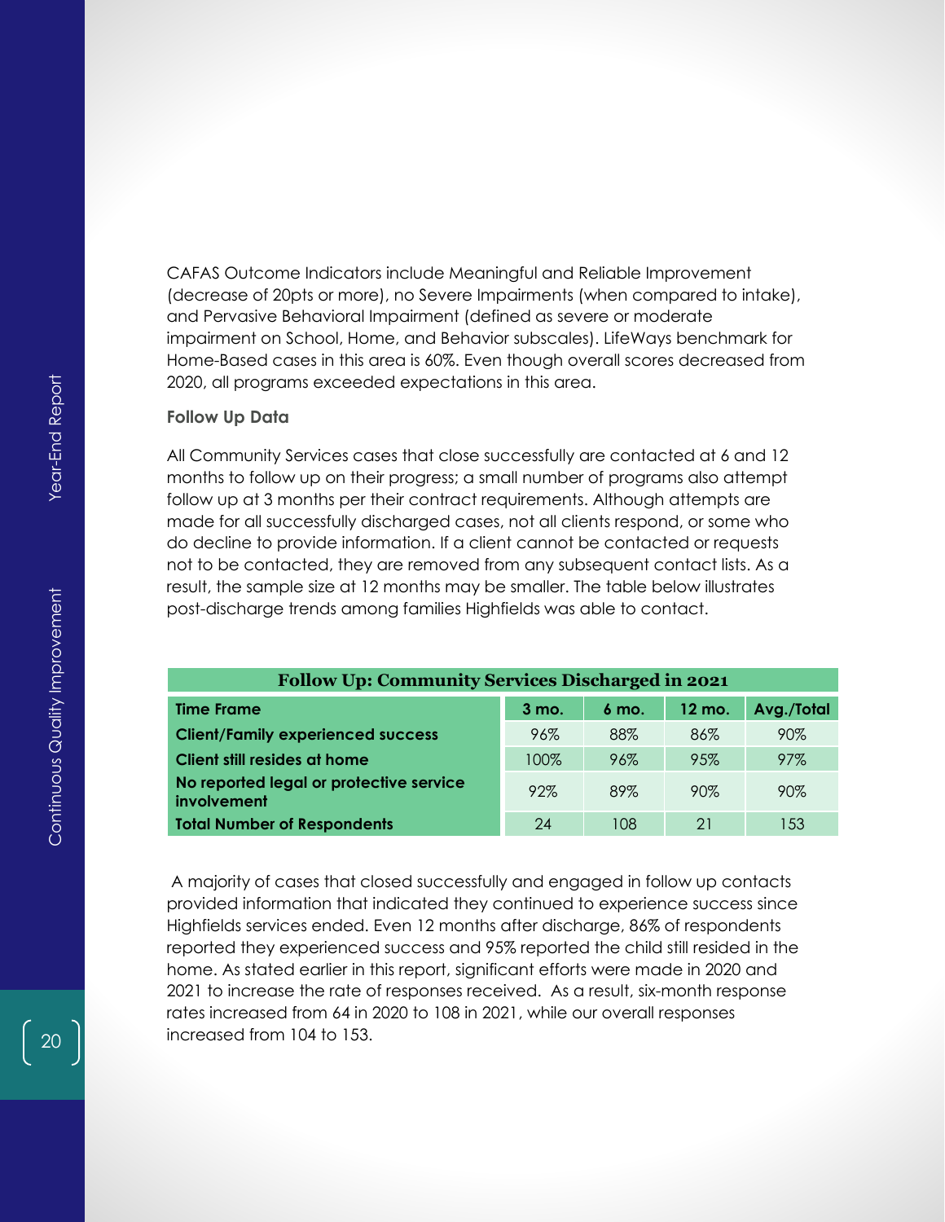CAFAS Outcome Indicators include Meaningful and Reliable Improvement (decrease of 20pts or more), no Severe Impairments (when compared to intake), and Pervasive Behavioral Impairment (defined as severe or moderate impairment on School, Home, and Behavior subscales). LifeWays benchmark for Home-Based cases in this area is 60%. Even though overall scores decreased from 2020, all programs exceeded expectations in this area.

**Follow Up Data**

All Community Services cases that close successfully are contacted at 6 and 12 months to follow up on their progress; a small number of programs also attempt follow up at 3 months per their contract requirements. Although attempts are made for all successfully discharged cases, not all clients respond, or some who do decline to provide information. If a client cannot be contacted or requests not to be contacted, they are removed from any subsequent contact lists. As a result, the sample size at 12 months may be smaller. The table below illustrates post-discharge trends among families Highfields was able to contact.

**Follow Up: Community Services Discharged in 2021**

| Time Frame | 3 mo. | 6 mo. | 12 mo. | Avg./Total |
|---|---|---|---|---|
| Client/Family experienced success | 96% | 88% | 86% | 90% |
| Client still resides at home | 100% | 96% | 95% | 97% |
| No reported legal or protective service involvement | 92% | 89% | 90% | 90% |
| Total Number of Respondents | 24 | 108 | 21 | 153 |

A majority of cases that closed successfully and engaged in follow up contacts provided information that indicated they continued to experience success since Highfields services ended. Even 12 months after discharge, 86% of respondents reported they experienced success and 95% reported the child still resided in the home. As stated earlier in this report, significant efforts were made in 2020 and 2021 to increase the rate of responses received. As a result, six-month response rates increased from 64 in 2020 to 108 in 2021, while our overall responses increased from 104 to 153.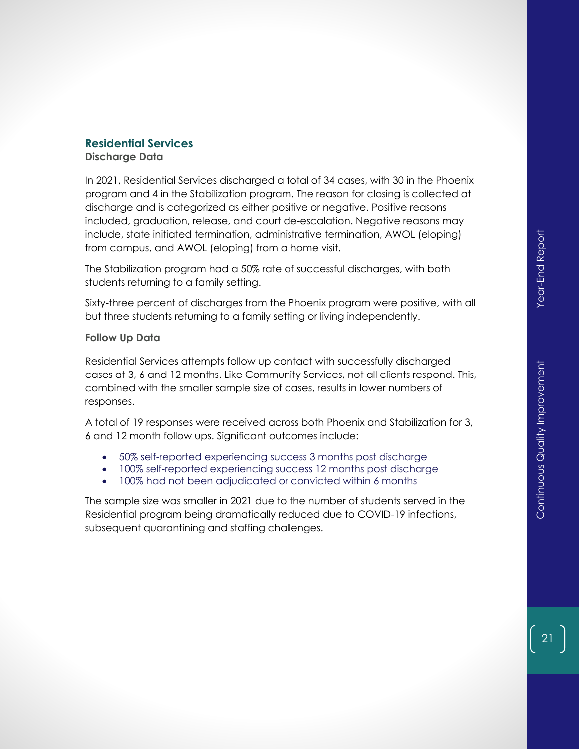## Residential Services

**Discharge Data**

In 2021, Residential Services discharged a total of 34 cases, with 30 in the Phoenix program and 4 in the Stabilization program. The reason for closing is collected at discharge and is categorized as either positive or negative. Positive reasons included, graduation, release, and court de-escalation. Negative reasons may include, state initiated termination, administrative termination, AWOL (eloping) from campus, and AWOL (eloping) from a home visit.

The Stabilization program had a 50% rate of successful discharges, with both students returning to a family setting.

Sixty-three percent of discharges from the Phoenix program were positive, with all but three students returning to a family setting or living independently.

**Follow Up Data**

Residential Services attempts follow up contact with successfully discharged cases at 3, 6 and 12 months. Like Community Services, not all clients respond. This, combined with the smaller sample size of cases, results in lower numbers of responses.

A total of 19 responses were received across both Phoenix and Stabilization for 3, 6 and 12 month follow ups. Significant outcomes include:

- 50% self-reported experiencing success 3 months post discharge
- 100% self-reported experiencing success 12 months post discharge
- 100% had not been adjudicated or convicted within 6 months

The sample size was smaller in 2021 due to the number of students served in the Residential program being dramatically reduced due to COVID-19 infections, subsequent quarantining and staffing challenges.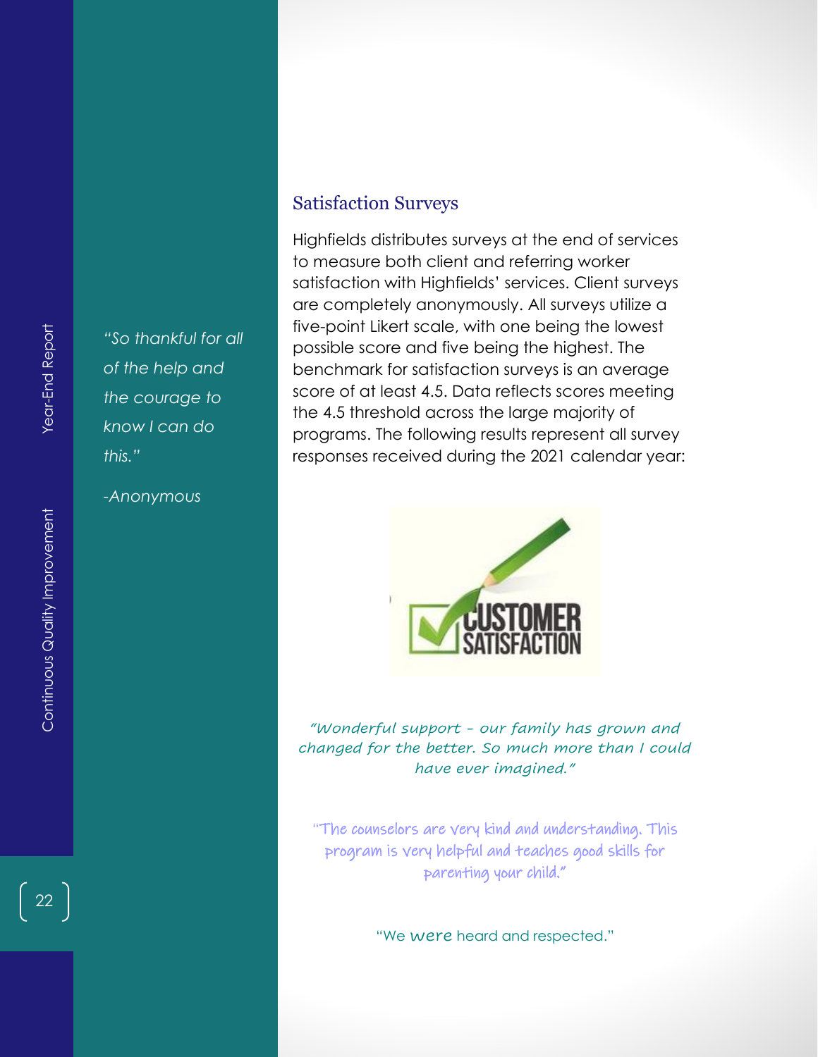*"So thankful for all of the help and the courage to know I can do this."*

*-Anonymous*

## Satisfaction Surveys

Highfields distributes surveys at the end of services to measure both client and referring worker satisfaction with Highfields' services. Client surveys are completely anonymously. All surveys utilize a five-point Likert scale, with one being the lowest possible score and five being the highest. The benchmark for satisfaction surveys is an average score of at least 4.5. Data reflects scores meeting the 4.5 threshold across the large majority of programs. The following results represent all survey responses received during the 2021 calendar year:

*"Wonderful support - our family has grown and changed for the better. So much more than I could have ever imagined."*

"The counselors are very kind and understanding. This program is very helpful and teaches good skills for parenting your child."

"We were heard and respected."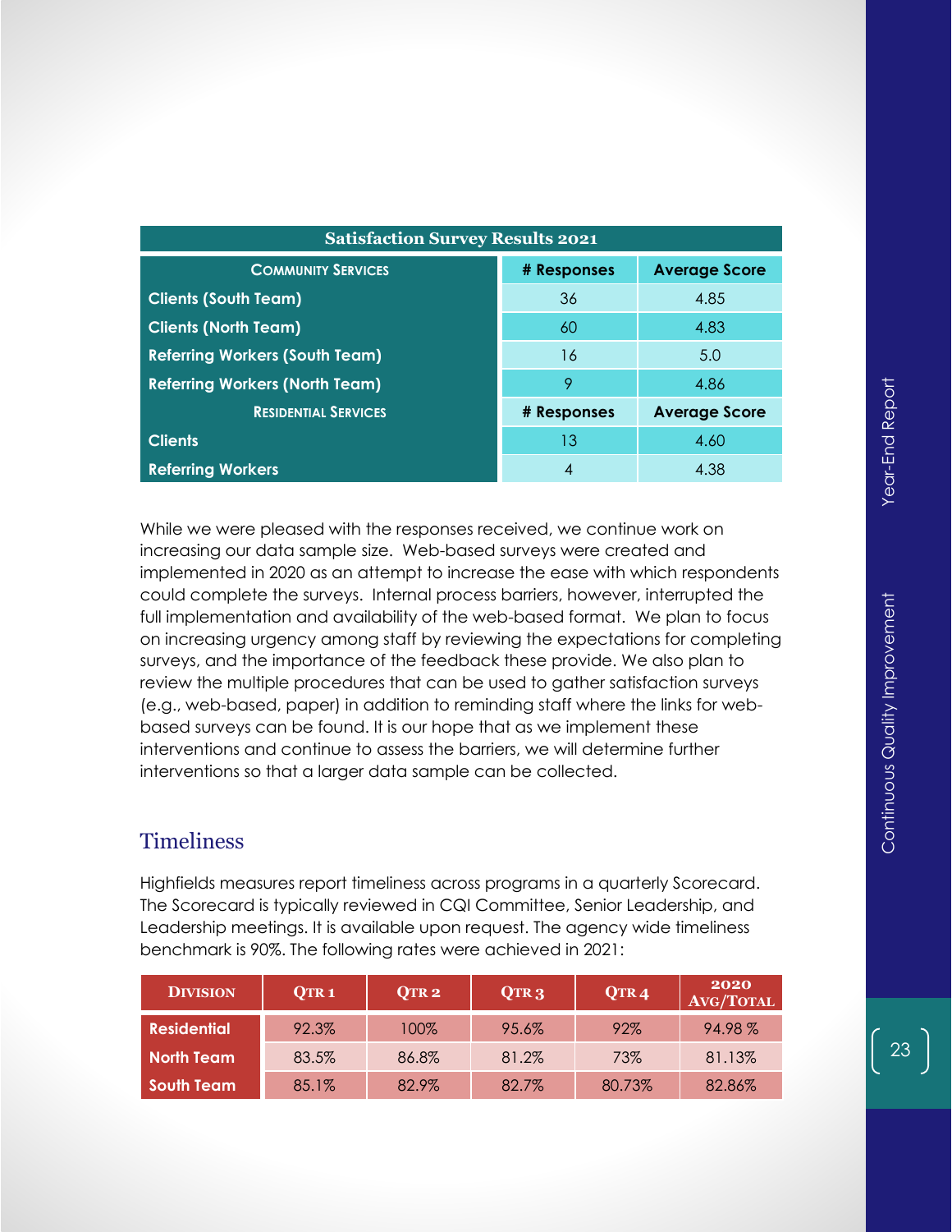| Satisfaction Survey Results 2021 | | |
|---|---|---|
| **Community Services** | **# Responses** | **Average Score** |
| **Clients (South Team)** | 36 | 4.85 |
| **Clients (North Team)** | 60 | 4.83 |
| **Referring Workers (South Team)** | 16 | 5.0 |
| **Referring Workers (North Team)** | 9 | 4.86 |
| **Residential Services** | **# Responses** | **Average Score** |
| **Clients** | 13 | 4.60 |
| **Referring Workers** | 4 | 4.38 |

While we were pleased with the responses received, we continue work on increasing our data sample size. Web-based surveys were created and implemented in 2020 as an attempt to increase the ease with which respondents could complete the surveys. Internal process barriers, however, interrupted the full implementation and availability of the web-based format. We plan to focus on increasing urgency among staff by reviewing the expectations for completing surveys, and the importance of the feedback these provide. We also plan to review the multiple procedures that can be used to gather satisfaction surveys (e.g., web-based, paper) in addition to reminding staff where the links for web-based surveys can be found. It is our hope that as we implement these interventions and continue to assess the barriers, we will determine further interventions so that a larger data sample can be collected.

## Timeliness

Highfields measures report timeliness across programs in a quarterly Scorecard. The Scorecard is typically reviewed in CQI Committee, Senior Leadership, and Leadership meetings. It is available upon request. The agency wide timeliness benchmark is 90%. The following rates were achieved in 2021:

| Division | Qtr 1 | Qtr 2 | Qtr 3 | Qtr 4 | 2020 Avg/Total |
|---|---|---|---|---|---|
| **Residential** | 92.3% | 100% | 95.6% | 92% | 94.98 % |
| **North Team** | 83.5% | 86.8% | 81.2% | 73% | 81.13% |
| **South Team** | 85.1% | 82.9% | 82.7% | 80.73% | 82.86% |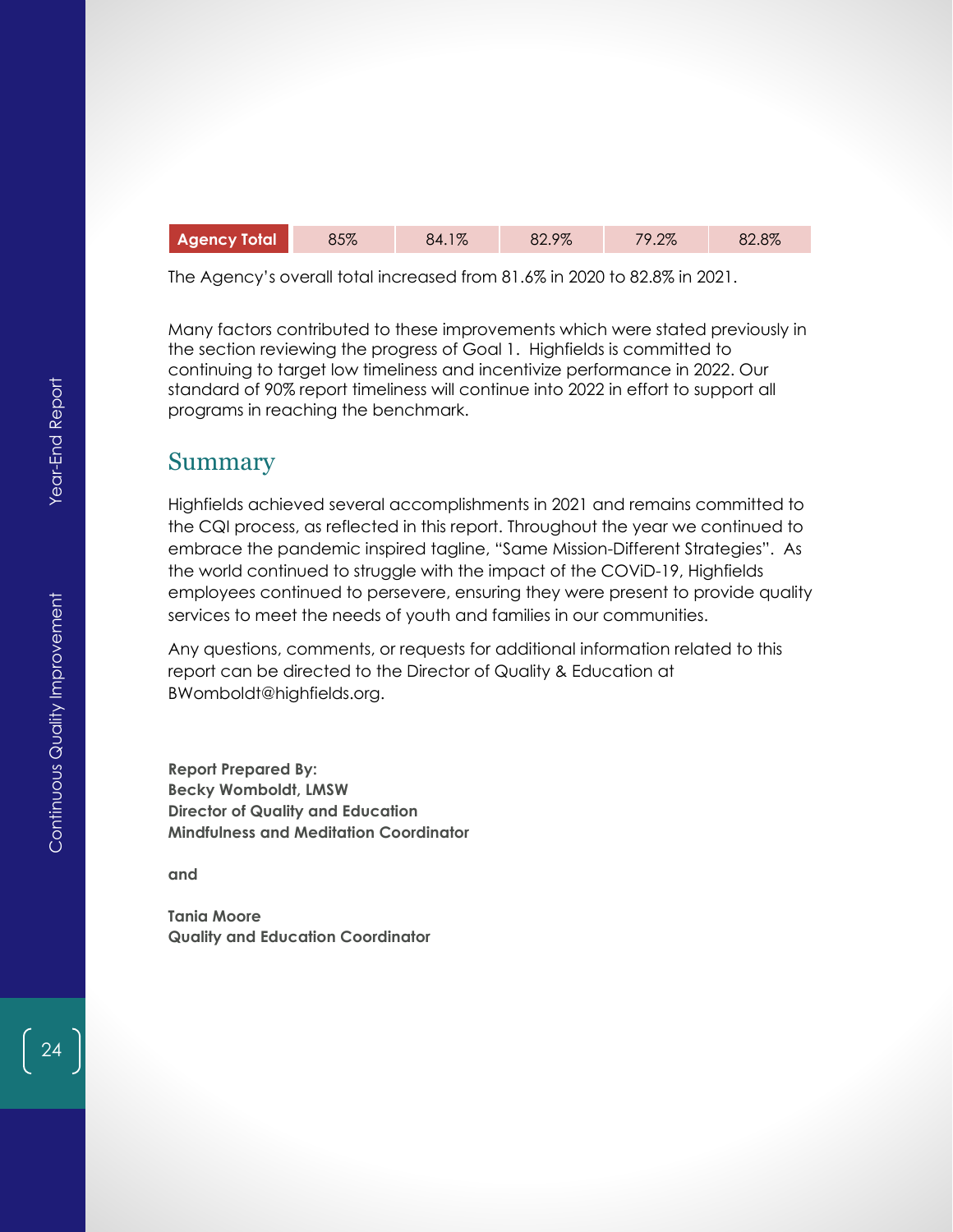| Agency Total | 85% | 84.1% | 82.9% | 79.2% | 82.8% |
|---|---|---|---|---|---|

The Agency's overall total increased from 81.6% in 2020 to 82.8% in 2021.

Many factors contributed to these improvements which were stated previously in the section reviewing the progress of Goal 1. Highfields is committed to continuing to target low timeliness and incentivize performance in 2022. Our standard of 90% report timeliness will continue into 2022 in effort to support all programs in reaching the benchmark.

## Summary

Highfields achieved several accomplishments in 2021 and remains committed to the CQI process, as reflected in this report. Throughout the year we continued to embrace the pandemic inspired tagline, "Same Mission-Different Strategies". As the world continued to struggle with the impact of the COViD-19, Highfields employees continued to persevere, ensuring they were present to provide quality services to meet the needs of youth and families in our communities.

Any questions, comments, or requests for additional information related to this report can be directed to the Director of Quality & Education at BWomboldt@highfields.org.

**Report Prepared By:**
**Becky Womboldt, LMSW**
**Director of Quality and Education**
**Mindfulness and Meditation Coordinator**

**and**

**Tania Moore**
**Quality and Education Coordinator**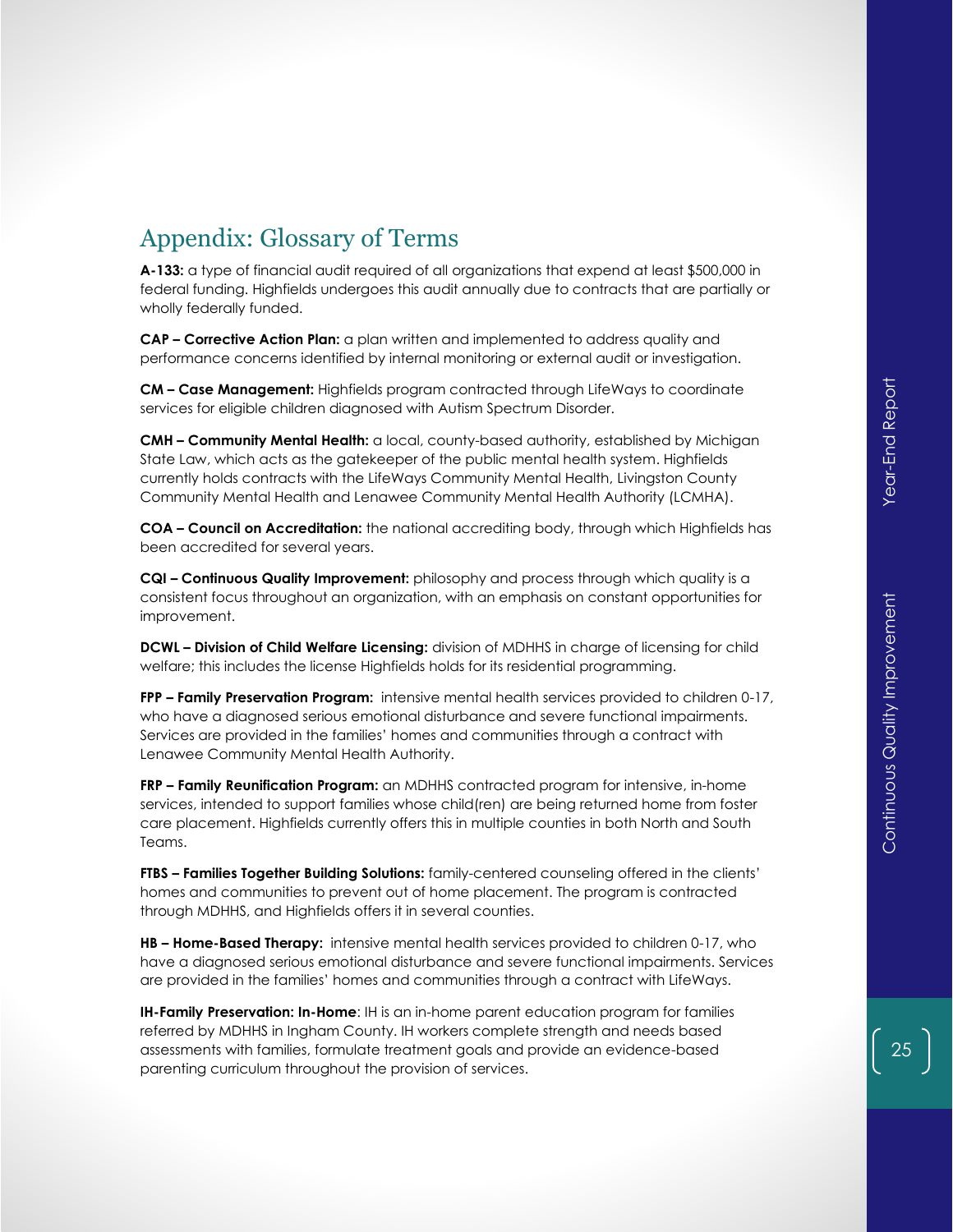## Appendix: Glossary of Terms

**A-133:** a type of financial audit required of all organizations that expend at least $500,000 in federal funding. Highfields undergoes this audit annually due to contracts that are partially or wholly federally funded.

**CAP – Corrective Action Plan:** a plan written and implemented to address quality and performance concerns identified by internal monitoring or external audit or investigation.

**CM – Case Management:** Highfields program contracted through LifeWays to coordinate services for eligible children diagnosed with Autism Spectrum Disorder.

**CMH – Community Mental Health:** a local, county-based authority, established by Michigan State Law, which acts as the gatekeeper of the public mental health system. Highfields currently holds contracts with the LifeWays Community Mental Health, Livingston County Community Mental Health and Lenawee Community Mental Health Authority (LCMHA).

**COA – Council on Accreditation:** the national accrediting body, through which Highfields has been accredited for several years.

**CQI – Continuous Quality Improvement:** philosophy and process through which quality is a consistent focus throughout an organization, with an emphasis on constant opportunities for improvement.

**DCWL – Division of Child Welfare Licensing:** division of MDHHS in charge of licensing for child welfare; this includes the license Highfields holds for its residential programming.

**FPP – Family Preservation Program:** intensive mental health services provided to children 0-17, who have a diagnosed serious emotional disturbance and severe functional impairments. Services are provided in the families' homes and communities through a contract with Lenawee Community Mental Health Authority.

**FRP – Family Reunification Program:** an MDHHS contracted program for intensive, in-home services, intended to support families whose child(ren) are being returned home from foster care placement. Highfields currently offers this in multiple counties in both North and South Teams.

**FTBS – Families Together Building Solutions:** family-centered counseling offered in the clients' homes and communities to prevent out of home placement. The program is contracted through MDHHS, and Highfields offers it in several counties.

**HB – Home-Based Therapy:** intensive mental health services provided to children 0-17, who have a diagnosed serious emotional disturbance and severe functional impairments. Services are provided in the families' homes and communities through a contract with LifeWays.

**IH-Family Preservation: In-Home**: IH is an in-home parent education program for families referred by MDHHS in Ingham County. IH workers complete strength and needs based assessments with families, formulate treatment goals and provide an evidence-based parenting curriculum throughout the provision of services.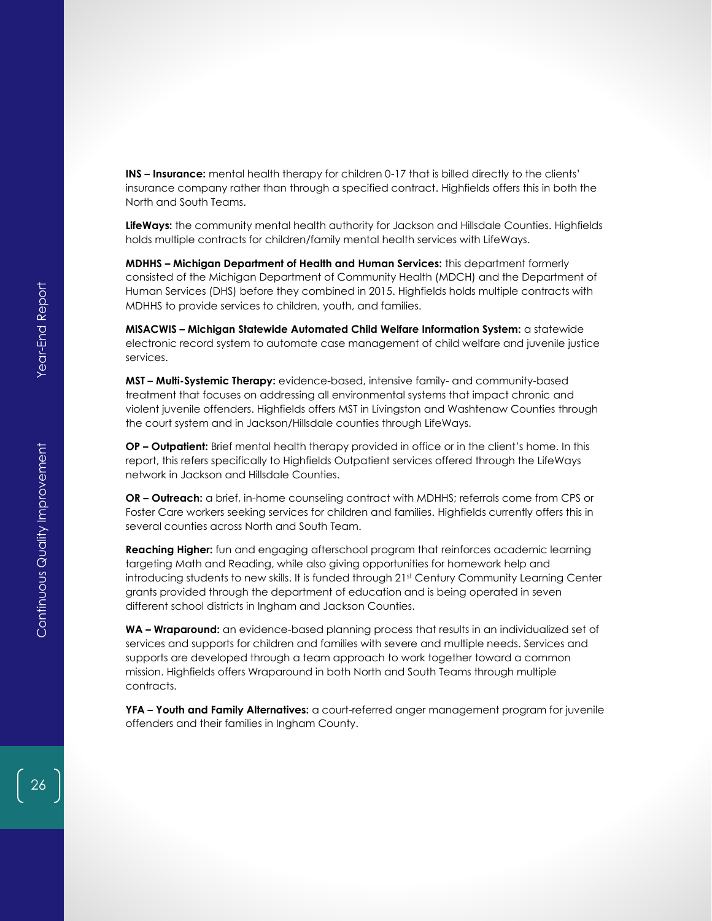**INS – Insurance:** mental health therapy for children 0-17 that is billed directly to the clients' insurance company rather than through a specified contract. Highfields offers this in both the North and South Teams.

**LifeWays:** the community mental health authority for Jackson and Hillsdale Counties. Highfields holds multiple contracts for children/family mental health services with LifeWays.

**MDHHS – Michigan Department of Health and Human Services:** this department formerly consisted of the Michigan Department of Community Health (MDCH) and the Department of Human Services (DHS) before they combined in 2015. Highfields holds multiple contracts with MDHHS to provide services to children, youth, and families.

**MiSACWIS – Michigan Statewide Automated Child Welfare Information System:** a statewide electronic record system to automate case management of child welfare and juvenile justice services.

**MST – Multi-Systemic Therapy:** evidence-based, intensive family- and community-based treatment that focuses on addressing all environmental systems that impact chronic and violent juvenile offenders. Highfields offers MST in Livingston and Washtenaw Counties through the court system and in Jackson/Hillsdale counties through LifeWays.

**OP – Outpatient:** Brief mental health therapy provided in office or in the client's home. In this report, this refers specifically to Highfields Outpatient services offered through the LifeWays network in Jackson and Hillsdale Counties.

**OR – Outreach:** a brief, in-home counseling contract with MDHHS; referrals come from CPS or Foster Care workers seeking services for children and families. Highfields currently offers this in several counties across North and South Team.

**Reaching Higher:** fun and engaging afterschool program that reinforces academic learning targeting Math and Reading, while also giving opportunities for homework help and introducing students to new skills. It is funded through 21st Century Community Learning Center grants provided through the department of education and is being operated in seven different school districts in Ingham and Jackson Counties.

**WA – Wraparound:** an evidence-based planning process that results in an individualized set of services and supports for children and families with severe and multiple needs. Services and supports are developed through a team approach to work together toward a common mission. Highfields offers Wraparound in both North and South Teams through multiple contracts.

**YFA – Youth and Family Alternatives:** a court-referred anger management program for juvenile offenders and their families in Ingham County.